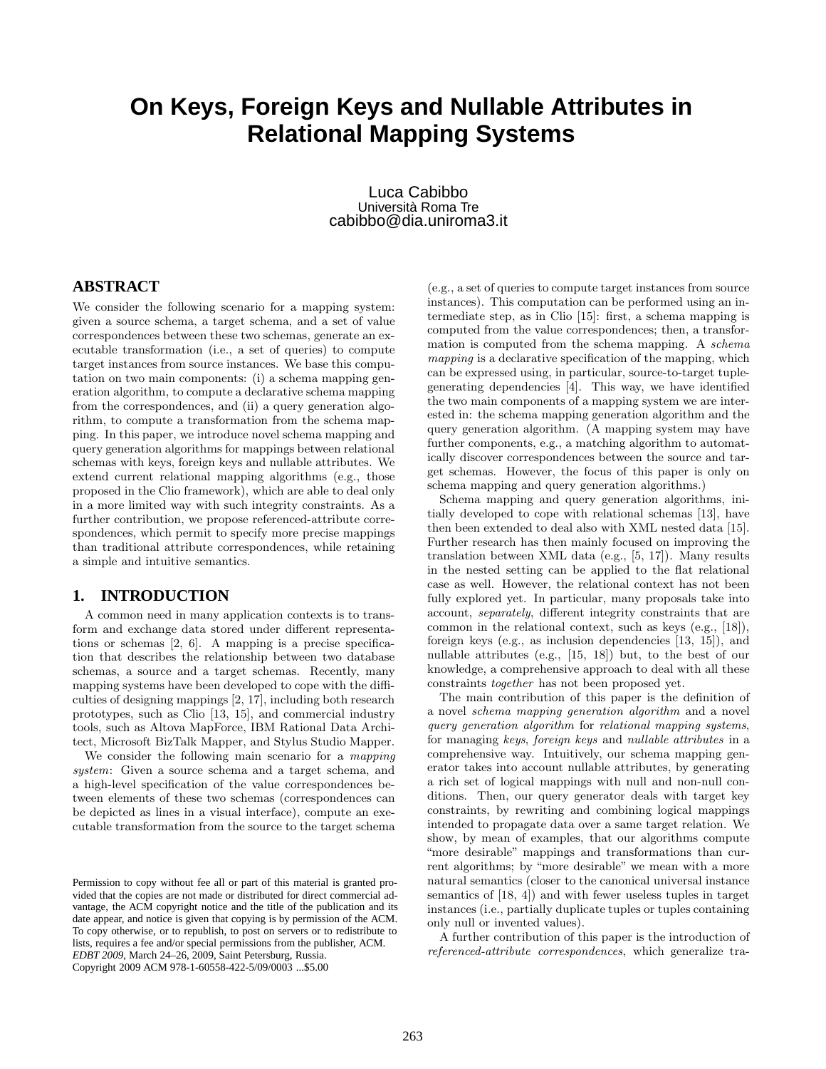# On Keys, Foreign Keys and Nullable Attributes in Relational Mapping Systems

Luca Cabibbo
Università Roma Tre
cabibbo@dia.uniroma3.it

## ABSTRACT

We consider the following scenario for a mapping system: given a source schema, a target schema, and a set of value correspondences between these two schemas, generate an executable transformation (i.e., a set of queries) to compute target instances from source instances. We base this computation on two main components: (i) a schema mapping generation algorithm, to compute a declarative schema mapping from the correspondences, and (ii) a query generation algorithm, to compute a transformation from the schema mapping. In this paper, we introduce novel schema mapping and query generation algorithms for mappings between relational schemas with keys, foreign keys and nullable attributes. We extend current relational mapping algorithms (e.g., those proposed in the Clio framework), which are able to deal only in a more limited way with such integrity constraints. As a further contribution, we propose referenced-attribute correspondences, which permit to specify more precise mappings than traditional attribute correspondences, while retaining a simple and intuitive semantics.

## 1. INTRODUCTION

A common need in many application contexts is to transform and exchange data stored under different representations or schemas [2, 6]. A mapping is a precise specification that describes the relationship between two database schemas, a source and a target schemas. Recently, many mapping systems have been developed to cope with the difficulties of designing mappings [2, 17], including both research prototypes, such as Clio [13, 15], and commercial industry tools, such as Altova MapForce, IBM Rational Data Architect, Microsoft BizTalk Mapper, and Stylus Studio Mapper.

We consider the following main scenario for a *mapping system*: Given a source schema and a target schema, and a high-level specification of the value correspondences between elements of these two schemas (correspondences can be depicted as lines in a visual interface), compute an executable transformation from the source to the target schema (e.g., a set of queries to compute target instances from source instances). This computation can be performed using an intermediate step, as in Clio [15]: first, a schema mapping is computed from the value correspondences; then, a transformation is computed from the schema mapping. A *schema mapping* is a declarative specification of the mapping, which can be expressed using, in particular, source-to-target tuple-generating dependencies [4]. This way, we have identified the two main components of a mapping system we are interested in: the schema mapping generation algorithm and the query generation algorithm. (A mapping system may have further components, e.g., a matching algorithm to automatically discover correspondences between the source and target schemas. However, the focus of this paper is only on schema mapping and query generation algorithms.)

Schema mapping and query generation algorithms, initially developed to cope with relational schemas [13], have then been extended to deal also with XML nested data [15]. Further research has then mainly focused on improving the translation between XML data (e.g., [5, 17]). Many results in the nested setting can be applied to the flat relational case as well. However, the relational context has not been fully explored yet. In particular, many proposals take into account, *separately*, different integrity constraints that are common in the relational context, such as keys (e.g., [18]), foreign keys (e.g., as inclusion dependencies [13, 15]), and nullable attributes (e.g., [15, 18]) but, to the best of our knowledge, a comprehensive approach to deal with all these constraints *together* has not been proposed yet.

The main contribution of this paper is the definition of a novel *schema mapping generation algorithm* and a novel *query generation algorithm* for *relational mapping systems*, for managing *keys*, *foreign keys* and *nullable attributes* in a comprehensive way. Intuitively, our schema mapping generator takes into account nullable attributes, by generating a rich set of logical mappings with null and non-null conditions. Then, our query generator deals with target key constraints, by rewriting and combining logical mappings intended to propagate data over a same target relation. We show, by mean of examples, that our algorithms compute "more desirable" mappings and transformations than current algorithms; by "more desirable" we mean with a more natural semantics (closer to the canonical universal instance semantics of [18, 4]) and with fewer useless tuples in target instances (i.e., partially duplicate tuples or tuples containing only null or invented values).

A further contribution of this paper is the introduction of *referenced-attribute correspondences*, which generalize tra-

Permission to copy without fee all or part of this material is granted provided that the copies are not made or distributed for direct commercial advantage, the ACM copyright notice and the title of the publication and its date appear, and notice is given that copying is by permission of the ACM. To copy otherwise, or to republish, to post on servers or to redistribute to lists, requires a fee and/or special permissions from the publisher, ACM.
*EDBT 2009*, March 24–26, 2009, Saint Petersburg, Russia.
Copyright 2009 ACM 978-1-60558-422-5/09/0003 ...$5.00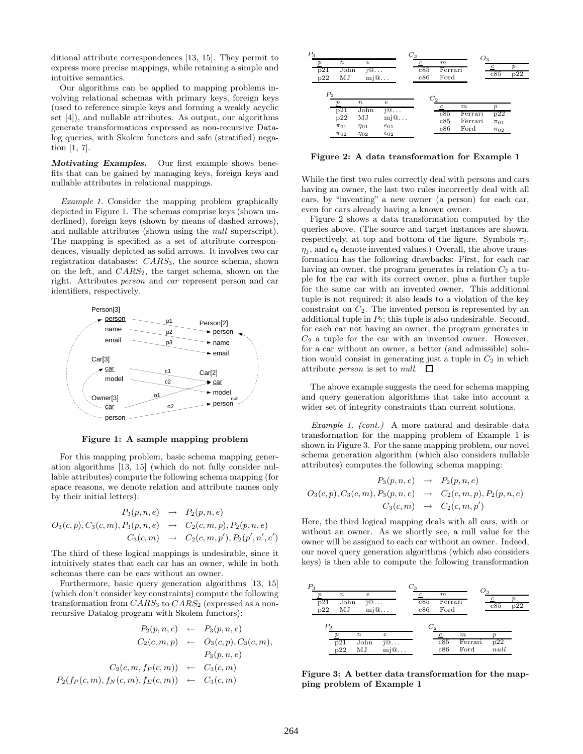ditional attribute correspondences [13, 15]. They permit to express more precise mappings, while retaining a simple and intuitive semantics.

Our algorithms can be applied to mapping problems involving relational schemas with primary keys, foreign keys (used to reference simple keys and forming a weakly acyclic set [4]), and nullable attributes. As output, our algorithms generate transformations expressed as non-recursive Datalog queries, with Skolem functors and safe (stratified) negation [1, 7].

***Motivating Examples.*** Our first example shows benefits that can be gained by managing keys, foreign keys and nullable attributes in relational mappings.

*Example 1.* Consider the mapping problem graphically depicted in Figure 1. The schemas comprise keys (shown underlined), foreign keys (shown by means of dashed arrows), and nullable attributes (shown using the *null* superscript). The mapping is specified as a set of attribute correspondences, visually depicted as solid arrows. It involves two car registration databases: $CARS_3$, the source schema, shown on the left, and $CARS_2$, the target schema, shown on the right. Attributes *person* and *car* represent person and car identifiers, respectively.

Person[3]: person, name, email
Car[3]: car, model
Owner[3]: car, person
Person[2]: person, name, email
Car[2]: car, model, person^null
Correspondences: p1, p2, p3, c1, c2, o1, o2

**Figure 1: A sample mapping problem**

For this mapping problem, basic schema mapping generation algorithms [13, 15] (which do not fully consider nullable attributes) compute the following schema mapping (for space reasons, we denote relation and attribute names only by their initial letters):

$$
\begin{aligned}
P_3(p, n, e) &\rightarrow P_2(p, n, e) \\
O_3(c, p), C_3(c, m), P_3(p, n, e) &\rightarrow C_2(c, m, p), P_2(p, n, e) \\
C_3(c, m) &\rightarrow C_2(c, m, p'), P_2(p', n', e')
\end{aligned}
$$

The third of these logical mappings is undesirable, since it intuitively states that each car has an owner, while in both schemas there can be cars without an owner.

Furthermore, basic query generation algorithms [13, 15] (which don't consider key constraints) compute the following transformation from $CARS_3$ to $CARS_2$ (expressed as a non-recursive Datalog program with Skolem functors):

$$
\begin{aligned}
P_2(p, n, e) &\leftarrow P_3(p, n, e) \\
C_2(c, m, p) &\leftarrow O_3(c, p), C_3(c, m), \\
&\qquad P_3(p, n, e) \\
C_2(c, m, f_P(c, m)) &\leftarrow C_3(c, m) \\
P_2(f_P(c, m), f_N(c, m), f_E(c, m)) &\leftarrow C_3(c, m)
\end{aligned}
$$

**$P_3$**

| $p$ | $n$ | $e$ |
|---|---|---|
| p21 | John | j@... |
| p22 | MJ | mj@... |

**$C_3$**

| $c$ | $m$ |
|---|---|
| c85 | Ferrari |
| c86 | Ford |

**$O_3$**

| $c$ | $p$ |
|---|---|
| c85 | p22 |

**$P_2$**

| $p$ | $n$ | $e$ |
|---|---|---|
| p21 | John | j@... |
| p22 | MJ | mj@... |
| $\pi_{01}$ | $\eta_{01}$ | $\epsilon_{01}$ |
| $\pi_{02}$ | $\eta_{02}$ | $\epsilon_{02}$ |

**$C_2$**

| $c$ | $m$ | $p$ |
|---|---|---|
| c85 | Ferrari | p22 |
| c85 | Ferrari | $\pi_{01}$ |
| c86 | Ford | $\pi_{02}$ |

**Figure 2: A data transformation for Example 1**

While the first two rules correctly deal with persons and cars having an owner, the last two rules incorrectly deal with all cars, by "inventing" a new owner (a person) for each car, even for cars already having a known owner.

Figure 2 shows a data transformation computed by the queries above. (The source and target instances are shown, respectively, at top and bottom of the figure. Symbols $\pi_i$, $\eta_j$, and $\epsilon_k$ denote invented values.) Overall, the above transformation has the following drawbacks: First, for each car having an owner, the program generates in relation $C_2$ a tuple for the car with its correct owner, plus a further tuple for the same car with an invented owner. This additional tuple is not required; it also leads to a violation of the key constraint on $C_2$. The invented person is represented by an additional tuple in $P_2$; this tuple is also undesirable. Second, for each car not having an owner, the program generates in $C_2$ a tuple for the car with an invented owner. However, for a car without an owner, a better (and admissible) solution would consist in generating just a tuple in $C_2$ in which attribute *person* is set to *null*. □

The above example suggests the need for schema mapping and query generation algorithms that take into account a wider set of integrity constraints than current solutions.

*Example 1. (cont.)* A more natural and desirable data transformation for the mapping problem of Example 1 is shown in Figure 3. For the same mapping problem, our novel schema generation algorithm (which also considers nullable attributes) computes the following schema mapping:

$$
\begin{aligned}
P_3(p, n, e) &\rightarrow P_2(p, n, e) \\
O_3(c, p), C_3(c, m), P_3(p, n, e) &\rightarrow C_2(c, m, p), P_2(p, n, e) \\
C_3(c, m) &\rightarrow C_2(c, m, p')
\end{aligned}
$$

Here, the third logical mapping deals with all cars, with or without an owner. As we shortly see, a null value for the owner will be assigned to each car without an owner. Indeed, our novel query generation algorithms (which also considers keys) is then able to compute the following transformation

**$P_3$**

| $p$ | $n$ | $e$ |
|---|---|---|
| p21 | John | j@... |
| p22 | MJ | mj@... |

**$C_3$**

| $c$ | $m$ |
|---|---|
| c85 | Ferrari |
| c86 | Ford |

**$O_3$**

| $c$ | $p$ |
|---|---|
| c85 | p22 |

**$P_2$**

| $p$ | $n$ | $e$ |
|---|---|---|
| p21 | John | j@... |
| p22 | MJ | mj@... |

**$C_2$**

| $c$ | $m$ | $p$ |
|---|---|---|
| c85 | Ferrari | p22 |
| c86 | Ford | *null* |

**Figure 3: A better data transformation for the mapping problem of Example 1**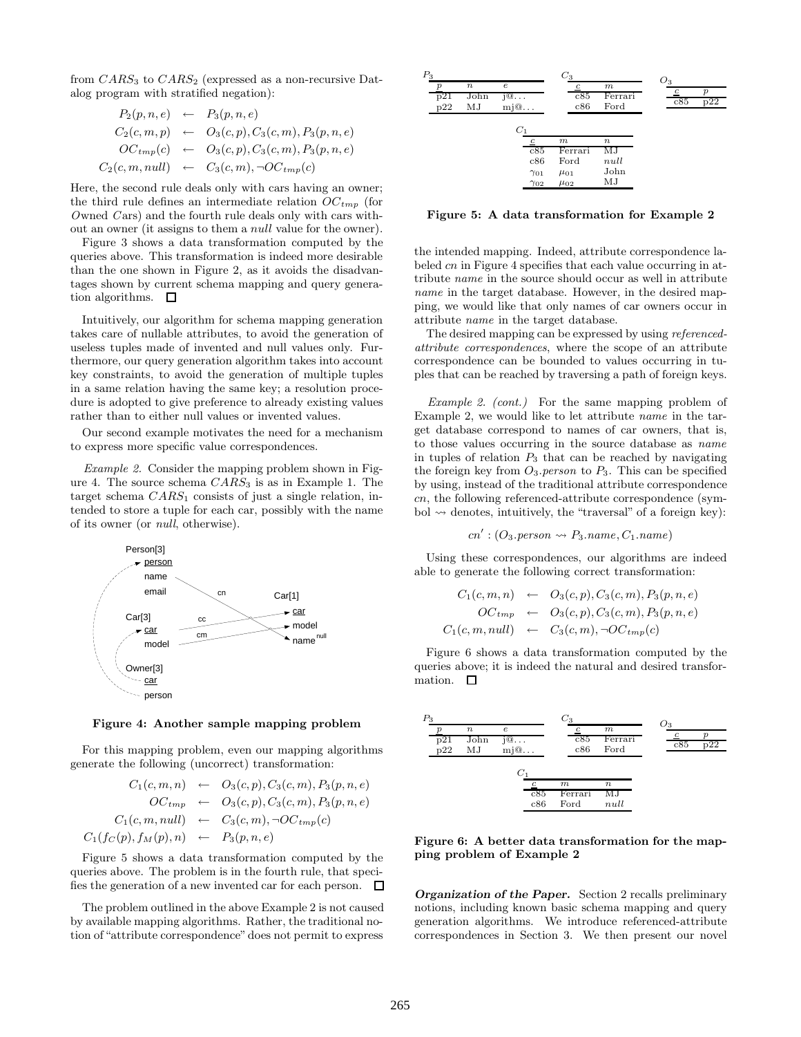from $CARS_3$ to $CARS_2$ (expressed as a non-recursive Datalog program with stratified negation):

$$
\begin{aligned}
P_2(p,n,e) &\leftarrow P_3(p,n,e)\\
C_2(c,m,p) &\leftarrow O_3(c,p), C_3(c,m), P_3(p,n,e)\\
OC_{tmp}(c) &\leftarrow O_3(c,p), C_3(c,m), P_3(p,n,e)\\
C_2(c,m,null) &\leftarrow C_3(c,m), \neg OC_{tmp}(c)
\end{aligned}
$$

Here, the second rule deals only with cars having an owner; the third rule defines an intermediate relation $OC_{tmp}$ (for *O*wned *C*ars) and the fourth rule deals only with cars without an owner (it assigns to them a *null* value for the owner).

Figure 3 shows a data transformation computed by the queries above. This transformation is indeed more desirable than the one shown in Figure 2, as it avoids the disadvantages shown by current schema mapping and query generation algorithms. □

Intuitively, our algorithm for schema mapping generation takes care of nullable attributes, to avoid the generation of useless tuples made of invented and null values only. Furthermore, our query generation algorithm takes into account key constraints, to avoid the generation of multiple tuples in a same relation having the same key; a resolution procedure is adopted to give preference to already existing values rather than to either null values or invented values.

Our second example motivates the need for a mechanism to express more specific value correspondences.

*Example 2.* Consider the mapping problem shown in Figure 4. The source schema $CARS_3$ is as in Example 1. The target schema $CARS_1$ consists of just a single relation, intended to store a tuple for each car, possibly with the name of its owner (or *null*, otherwise).

Person[3]: person, name, email; Car[3]: car, model; Owner[3]: car, person; Car[1]: car, model, name$^{null}$; correspondences cc, cm, cn

**Figure 4: Another sample mapping problem**

For this mapping problem, even our mapping algorithms generate the following (uncorrect) transformation:

$$
\begin{aligned}
C_1(c,m,n) &\leftarrow O_3(c,p), C_3(c,m), P_3(p,n,e)\\
OC_{tmp} &\leftarrow O_3(c,p), C_3(c,m), P_3(p,n,e)\\
C_1(c,m,null) &\leftarrow C_3(c,m), \neg OC_{tmp}(c)\\
C_1(f_C(p), f_M(p), n) &\leftarrow P_3(p,n,e)
\end{aligned}
$$

Figure 5 shows a data transformation computed by the queries above. The problem is in the fourth rule, that specifies the generation of a new invented car for each person. □

The problem outlined in the above Example 2 is not caused by available mapping algorithms. Rather, the traditional notion of "attribute correspondence" does not permit to express the intended mapping. Indeed, attribute correspondence labeled *cn* in Figure 4 specifies that each value occurring in attribute *name* in the source should occur as well in attribute *name* in the target database. However, in the desired mapping, we would like that only names of car owners occur in attribute *name* in the target database.

$P_3$

| $p$ | $n$ | $e$ |
|---|---|---|
| p21 | John | j@... |
| p22 | MJ | mj@... |

$C_3$

| $c$ | $m$ |
|---|---|
| c85 | Ferrari |
| c86 | Ford |

$O_3$

| $c$ | $p$ |
|---|---|
| c85 | p22 |

$C_1$

| $c$ | $m$ | $n$ |
|---|---|---|
| c85 | Ferrari | MJ |
| c86 | Ford | *null* |
| $\gamma_{01}$ | $\mu_{01}$ | John |
| $\gamma_{02}$ | $\mu_{02}$ | MJ |

**Figure 5: A data transformation for Example 2**

The desired mapping can be expressed by using *referenced-attribute correspondences*, where the scope of an attribute correspondence can be bounded to values occurring in tuples that can be reached by traversing a path of foreign keys.

*Example 2. (cont.)* For the same mapping problem of Example 2, we would like to let attribute *name* in the target database correspond to names of car owners, that is, to those values occurring in the source database as *name* in tuples of relation $P_3$ that can be reached by navigating the foreign key from $O_3.person$ to $P_3$. This can be specified by using, instead of the traditional attribute correspondence *cn*, the following referenced-attribute correspondence (symbol ⇝ denotes, intuitively, the "traversal" of a foreign key):

$$cn' : (O_3.person \rightsquigarrow P_3.name, C_1.name)$$

Using these correspondences, our algorithms are indeed able to generate the following correct transformation:

$$
\begin{aligned}
C_1(c,m,n) &\leftarrow O_3(c,p), C_3(c,m), P_3(p,n,e)\\
OC_{tmp} &\leftarrow O_3(c,p), C_3(c,m), P_3(p,n,e)\\
C_1(c,m,null) &\leftarrow C_3(c,m), \neg OC_{tmp}(c)
\end{aligned}
$$

Figure 6 shows a data transformation computed by the queries above; it is indeed the natural and desired transformation. □

$P_3$

| $p$ | $n$ | $e$ |
|---|---|---|
| p21 | John | j@... |
| p22 | MJ | mj@... |

$C_3$

| $c$ | $m$ |
|---|---|
| c85 | Ferrari |
| c86 | Ford |

$O_3$

| $c$ | $p$ |
|---|---|
| c85 | p22 |

$C_1$

| $c$ | $m$ | $n$ |
|---|---|---|
| c85 | Ferrari | MJ |
| c86 | Ford | *null* |

**Figure 6: A better data transformation for the mapping problem of Example 2**

***Organization of the Paper.*** Section 2 recalls preliminary notions, including known basic schema mapping and query generation algorithms. We introduce referenced-attribute correspondences in Section 3. We then present our novel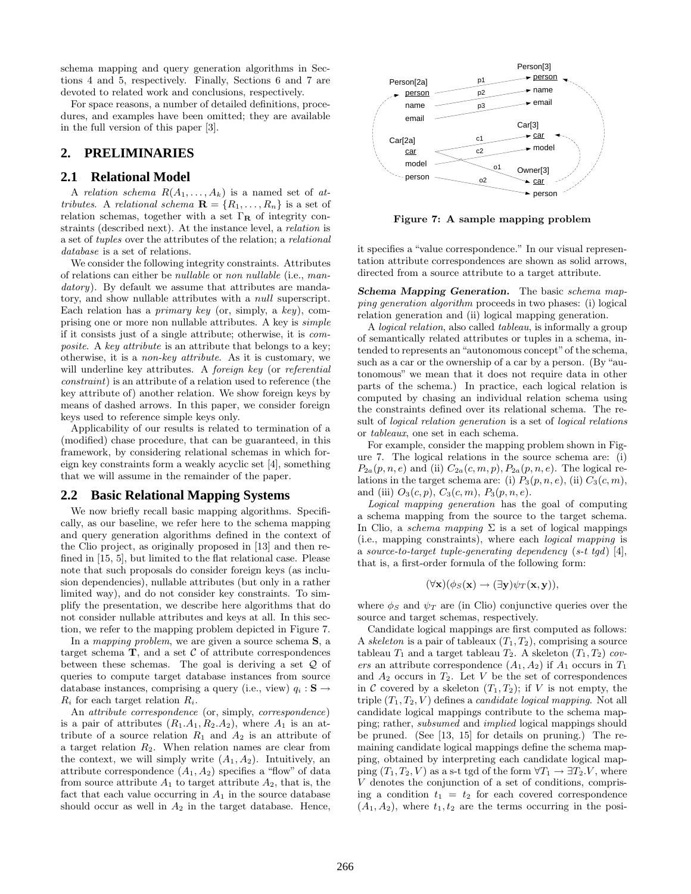schema mapping and query generation algorithms in Sections 4 and 5, respectively. Finally, Sections 6 and 7 are devoted to related work and conclusions, respectively.

For space reasons, a number of detailed definitions, procedures, and examples have been omitted; they are available in the full version of this paper [3].

## 2. PRELIMINARIES

### 2.1 Relational Model

A *relation schema* $R(A_1, \ldots, A_k)$ is a named set of *attributes*. A *relational schema* $\mathbf{R} = \{R_1, \ldots, R_n\}$ is a set of relation schemas, together with a set $\Gamma_{\mathbf{R}}$ of integrity constraints (described next). At the instance level, a *relation* is a set of *tuples* over the attributes of the relation; a *relational database* is a set of relations.

We consider the following integrity constraints. Attributes of relations can either be *nullable* or *non nullable* (i.e., *mandatory*). By default we assume that attributes are mandatory, and show nullable attributes with a *null* superscript. Each relation has a *primary key* (or, simply, a *key*), comprising one or more non nullable attributes. A key is *simple* if it consists just of a single attribute; otherwise, it is *composite*. A *key attribute* is an attribute that belongs to a key; otherwise, it is a *non-key attribute*. As it is customary, we will underline key attributes. A *foreign key* (or *referential constraint*) is an attribute of a relation used to reference (the key attribute of) another relation. We show foreign keys by means of dashed arrows. In this paper, we consider foreign keys used to reference simple keys only.

Applicability of our results is related to termination of a (modified) chase procedure, that can be guaranteed, in this framework, by considering relational schemas in which foreign key constraints form a weakly acyclic set [4], something that we will assume in the remainder of the paper.

### 2.2 Basic Relational Mapping Systems

We now briefly recall basic mapping algorithms. Specifically, as our baseline, we refer here to the schema mapping and query generation algorithms defined in the context of the Clio project, as originally proposed in [13] and then refined in [15, 5], but limited to the flat relational case. Please note that such proposals do consider foreign keys (as inclusion dependencies), nullable attributes (but only in a rather limited way), and do not consider key constraints. To simplify the presentation, we describe here algorithms that do not consider nullable attributes and keys at all. In this section, we refer to the mapping problem depicted in Figure 7.

In a *mapping problem*, we are given a source schema $\mathbf{S}$, a target schema $\mathbf{T}$, and a set $\mathcal{C}$ of attribute correspondences between these schemas. The goal is deriving a set $\mathcal{Q}$ of queries to compute target database instances from source database instances, comprising a query (i.e., view) $q_i : \mathbf{S} \rightarrow R_i$ for each target relation $R_i$.

An *attribute correspondence* (or, simply, *correspondence*) is a pair of attributes $(R_1.A_1, R_2.A_2)$, where $A_1$ is an attribute of a source relation $R_1$ and $A_2$ is an attribute of a target relation $R_2$. When relation names are clear from the context, we will simply write $(A_1, A_2)$. Intuitively, an attribute correspondence $(A_1, A_2)$ specifies a "flow" of data from source attribute $A_1$ to target attribute $A_2$, that is, the fact that each value occurring in $A_1$ in the source database should occur as well in $A_2$ in the target database. Hence, it specifies a "value correspondence." In our visual representation attribute correspondences are shown as solid arrows, directed from a source attribute to a target attribute.

**Figure 7: A sample mapping problem**

***Schema Mapping Generation.*** The basic *schema mapping generation algorithm* proceeds in two phases: (i) logical relation generation and (ii) logical mapping generation.

A *logical relation*, also called *tableau*, is informally a group of semantically related attributes or tuples in a schema, intended to represents an "autonomous concept" of the schema, such as a car or the ownership of a car by a person. (By "autonomous" we mean that it does not require data in other parts of the schema.) In practice, each logical relation is computed by chasing an individual relation schema using the constraints defined over its relational schema. The result of *logical relation generation* is a set of *logical relations* or *tableaux*, one set in each schema.

For example, consider the mapping problem shown in Figure 7. The logical relations in the source schema are: (i) $P_{2a}(p, n, e)$ and (ii) $C_{2a}(c, m, p), P_{2a}(p, n, e)$. The logical relations in the target schema are: (i) $P_3(p, n, e)$, (ii) $C_3(c, m)$, and (iii) $O_3(c, p)$, $C_3(c, m)$, $P_3(p, n, e)$.

*Logical mapping generation* has the goal of computing a schema mapping from the source to the target schema. In Clio, a *schema mapping* $\Sigma$ is a set of logical mappings (i.e., mapping constraints), where each *logical mapping* is a *source-to-target tuple-generating dependency* (*s-t tgd*) [4], that is, a first-order formula of the following form:

$$(\forall \mathbf{x})(\phi_S(\mathbf{x}) \rightarrow (\exists \mathbf{y})\psi_T(\mathbf{x}, \mathbf{y})),$$

where $\phi_S$ and $\psi_T$ are (in Clio) conjunctive queries over the source and target schemas, respectively.

Candidate logical mappings are first computed as follows: A *skeleton* is a pair of tableaux $(T_1, T_2)$, comprising a source tableau $T_1$ and a target tableau $T_2$. A skeleton $(T_1, T_2)$ *covers* an attribute correspondence $(A_1, A_2)$ if $A_1$ occurs in $T_1$ and $A_2$ occurs in $T_2$. Let $V$ be the set of correspondences in $\mathcal{C}$ covered by a skeleton $(T_1, T_2)$; if $V$ is not empty, the triple $(T_1, T_2, V)$ defines a *candidate logical mapping*. Not all candidate logical mappings contribute to the schema mapping; rather, *subsumed* and *implied* logical mappings should be pruned. (See [13, 15] for details on pruning.) The remaining candidate logical mappings define the schema mapping, obtained by interpreting each candidate logical mapping $(T_1, T_2, V)$ as a s-t tgd of the form $\forall T_1 \rightarrow \exists T_2.V$, where $V$ denotes the conjunction of a set of conditions, comprising a condition $t_1 = t_2$ for each covered correspondence $(A_1, A_2)$, where $t_1, t_2$ are the terms occurring in the posi-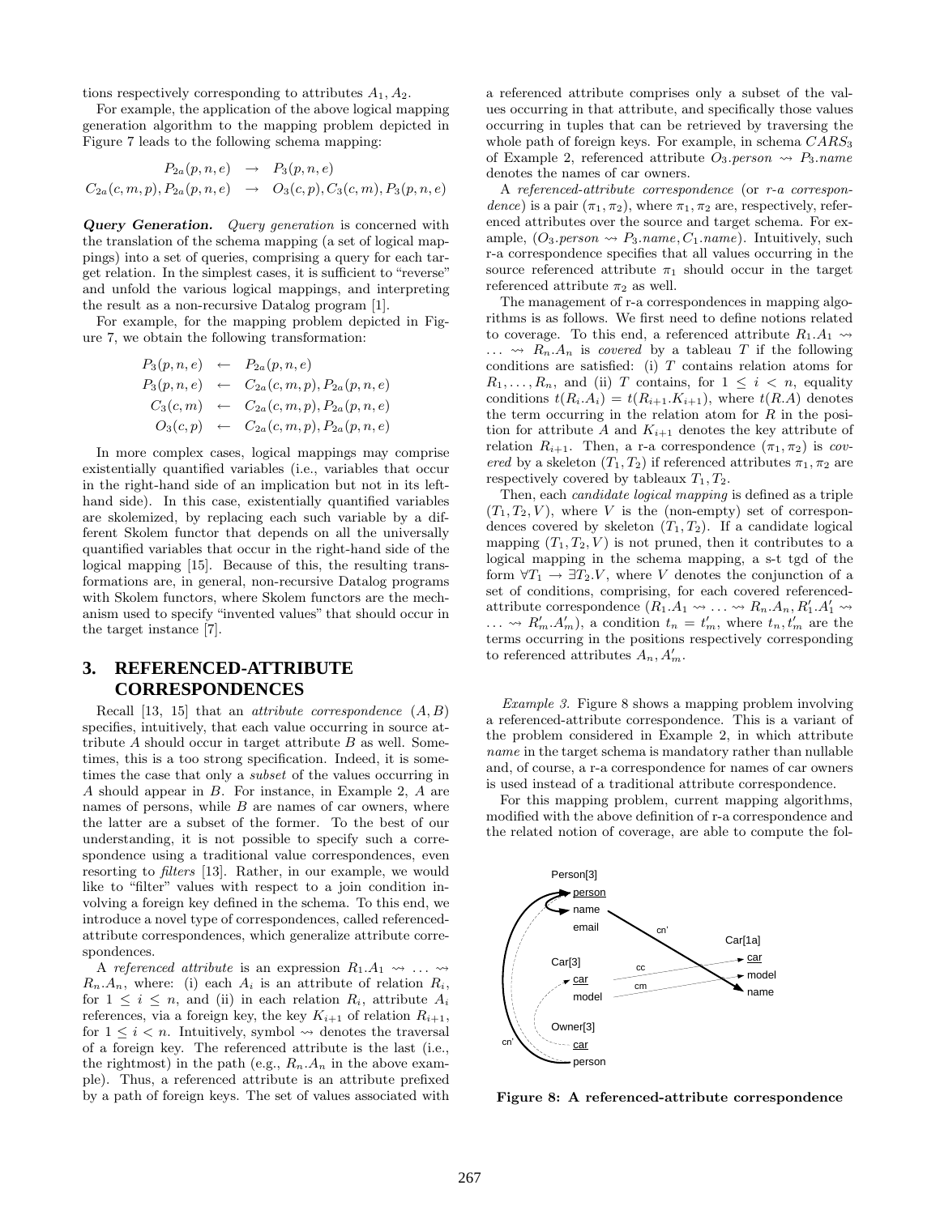tions respectively corresponding to attributes $A_1, A_2$.

For example, the application of the above logical mapping generation algorithm to the mapping problem depicted in Figure 7 leads to the following schema mapping:

$$
\begin{array}{rcl}
P_{2a}(p,n,e) & \rightarrow & P_3(p,n,e) \\
C_{2a}(c,m,p), P_{2a}(p,n,e) & \rightarrow & O_3(c,p), C_3(c,m), P_3(p,n,e)
\end{array}
$$

***Query Generation.*** *Query generation* is concerned with the translation of the schema mapping (a set of logical mappings) into a set of queries, comprising a query for each target relation. In the simplest cases, it is sufficient to "reverse" and unfold the various logical mappings, and interpreting the result as a non-recursive Datalog program [1].

For example, for the mapping problem depicted in Figure 7, we obtain the following transformation:

$$
\begin{array}{rcl}
P_3(p,n,e) & \leftarrow & P_{2a}(p,n,e) \\
P_3(p,n,e) & \leftarrow & C_{2a}(c,m,p), P_{2a}(p,n,e) \\
C_3(c,m) & \leftarrow & C_{2a}(c,m,p), P_{2a}(p,n,e) \\
O_3(c,p) & \leftarrow & C_{2a}(c,m,p), P_{2a}(p,n,e)
\end{array}
$$

In more complex cases, logical mappings may comprise existentially quantified variables (i.e., variables that occur in the right-hand side of an implication but not in its left-hand side). In this case, existentially quantified variables are skolemized, by replacing each such variable by a different Skolem functor that depends on all the universally quantified variables that occur in the right-hand side of the logical mapping [15]. Because of this, the resulting transformations are, in general, non-recursive Datalog programs with Skolem functors, where Skolem functors are the mechanism used to specify "invented values" that should occur in the target instance [7].

# 3. REFERENCED-ATTRIBUTE CORRESPONDENCES

Recall [13, 15] that an *attribute correspondence* $(A, B)$ specifies, intuitively, that each value occurring in source attribute $A$ should occur in target attribute $B$ as well. Sometimes, this is a too strong specification. Indeed, it is sometimes the case that only a *subset* of the values occurring in $A$ should appear in $B$. For instance, in Example 2, $A$ are names of persons, while $B$ are names of car owners, where the latter are a subset of the former. To the best of our understanding, it is not possible to specify such a correspondence using a traditional value correspondences, even resorting to *filters* [13]. Rather, in our example, we would like to "filter" values with respect to a join condition involving a foreign key defined in the schema. To this end, we introduce a novel type of correspondences, called referenced-attribute correspondences, which generalize attribute correspondences.

A *referenced attribute* is an expression $R_1.A_1 \leadsto \ldots \leadsto R_n.A_n$, where: (i) each $A_i$ is an attribute of relation $R_i$, for $1 \le i \le n$, and (ii) in each relation $R_i$, attribute $A_i$ references, via a foreign key, the key $K_{i+1}$ of relation $R_{i+1}$, for $1 \le i < n$. Intuitively, symbol $\leadsto$ denotes the traversal of a foreign key. The referenced attribute is the last (i.e., the rightmost) in the path (e.g., $R_n.A_n$ in the above example). Thus, a referenced attribute is an attribute prefixed by a path of foreign keys. The set of values associated with a referenced attribute comprises only a subset of the values occurring in that attribute, and specifically those values occurring in tuples that can be retrieved by traversing the whole path of foreign keys. For example, in schema $CARS_3$ of Example 2, referenced attribute $O_3.person \leadsto P_3.name$ denotes the names of car owners.

A *referenced-attribute correspondence* (or *r-a correspondence*) is a pair $(\pi_1, \pi_2)$, where $\pi_1, \pi_2$ are, respectively, referenced attributes over the source and target schema. For example, $(O_3.person \leadsto P_3.name, C_1.name)$. Intuitively, such r-a correspondence specifies that all values occurring in the source referenced attribute $\pi_1$ should occur in the target referenced attribute $\pi_2$ as well.

The management of r-a correspondences in mapping algorithms is as follows. We first need to define notions related to coverage. To this end, a referenced attribute $R_1.A_1 \leadsto \ldots \leadsto R_n.A_n$ is *covered* by a tableau $T$ if the following conditions are satisfied: (i) $T$ contains relation atoms for $R_1, \ldots, R_n$, and (ii) $T$ contains, for $1 \le i < n$, equality conditions $t(R_i.A_i) = t(R_{i+1}.K_{i+1})$, where $t(R.A)$ denotes the term occurring in the relation atom for $R$ in the position for attribute $A$ and $K_{i+1}$ denotes the key attribute of relation $R_{i+1}$. Then, a r-a correspondence $(\pi_1, \pi_2)$ is *covered* by a skeleton $(T_1, T_2)$ if referenced attributes $\pi_1, \pi_2$ are respectively covered by tableaus $T_1, T_2$.

Then, each *candidate logical mapping* is defined as a triple $(T_1, T_2, V)$, where $V$ is the (non-empty) set of correspondences covered by skeleton $(T_1, T_2)$. If a candidate logical mapping $(T_1, T_2, V)$ is not pruned, then it contributes to a logical mapping in the schema mapping, a s-t tgd of the form $\forall T_1 \rightarrow \exists T_2.V$, where $V$ denotes the conjunction of a set of conditions, comprising, for each covered referenced-attribute correspondence $(R_1.A_1 \leadsto \ldots \leadsto R_n.A_n, R'_1.A'_1 \leadsto \ldots \leadsto R'_m.A'_m)$, a condition $t_n = t'_m$, where $t_n, t'_m$ are the terms occurring in the positions respectively corresponding to referenced attributes $A_n, A'_m$.

*Example 3.* Figure 8 shows a mapping problem involving a referenced-attribute correspondence. This is a variant of the problem considered in Example 2, in which attribute *name* in the target schema is mandatory rather than nullable and, of course, a r-a correspondence for names of car owners is used instead of a traditional attribute correspondence.

For this mapping problem, current mapping algorithms, modified with the above definition of r-a correspondence and the related notion of coverage, are able to compute the fol-

**Figure 8: A referenced-attribute correspondence**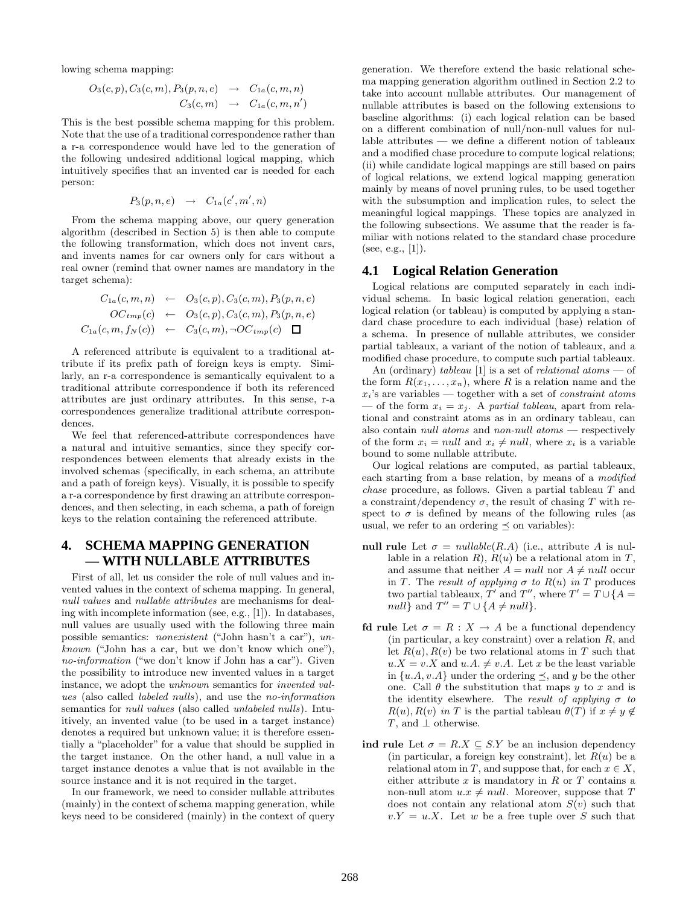lowing schema mapping:

$$\begin{aligned} O_3(c,p), C_3(c,m), P_3(p,n,e) &\rightarrow C_{1a}(c,m,n) \\ C_3(c,m) &\rightarrow C_{1a}(c,m,n') \end{aligned}$$

This is the best possible schema mapping for this problem. Note that the use of a traditional correspondence rather than a r-a correspondence would have led to the generation of the following undesired additional logical mapping, which intuitively specifies that an invented car is needed for each person:

$$P_3(p,n,e) \rightarrow C_{1a}(c',m',n)$$

From the schema mapping above, our query generation algorithm (described in Section 5) is then able to compute the following transformation, which does not invent cars, and invents names for car owners only for cars without a real owner (remind that owner names are mandatory in the target schema):

$$\begin{aligned} C_{1a}(c,m,n) &\leftarrow O_3(c,p), C_3(c,m), P_3(p,n,e) \\ OC_{tmp}(c) &\leftarrow O_3(c,p), C_3(c,m), P_3(p,n,e) \\ C_{1a}(c,m,f_N(c)) &\leftarrow C_3(c,m), \neg OC_{tmp}(c) \quad \Box \end{aligned}$$

A referenced attribute is equivalent to a traditional attribute if its prefix path of foreign keys is empty. Similarly, an r-a correspondence is semantically equivalent to a traditional attribute correspondence if both its referenced attributes are just ordinary attributes. In this sense, r-a correspondences generalize traditional attribute correspondences.

We feel that referenced-attribute correspondences have a natural and intuitive semantics, since they specify correspondences between elements that already exists in the involved schemas (specifically, in each schema, an attribute and a path of foreign keys). Visually, it is possible to specify a r-a correspondence by first drawing an attribute correspondences, and then selecting, in each schema, a path of foreign keys to the relation containing the referenced attribute.

# 4. SCHEMA MAPPING GENERATION — WITH NULLABLE ATTRIBUTES

First of all, let us consider the role of null values and invented values in the context of schema mapping. In general, *null values* and *nullable attributes* are mechanisms for dealing with incomplete information (see, e.g., [1]). In databases, null values are usually used with the following three main possible semantics: *nonexistent* ("John hasn't a car"), *unknown* ("John has a car, but we don't know which one"), *no-information* ("we don't know if John has a car"). Given the possibility to introduce new invented values in a target instance, we adopt the *unknown* semantics for *invented values* (also called *labeled nulls*), and use the *no-information* semantics for *null values* (also called *unlabeled nulls*). Intuitively, an invented value (to be used in a target instance) denotes a required but unknown value; it is therefore essentially a "placeholder" for a value that should be supplied in the target instance. On the other hand, a null value in a target instance denotes a value that is not available in the source instance and it is not required in the target.

In our framework, we need to consider nullable attributes (mainly) in the context of schema mapping generation, while keys need to be considered (mainly) in the context of query generation. We therefore extend the basic relational schema mapping generation algorithm outlined in Section 2.2 to take into account nullable attributes. Our management of nullable attributes is based on the following extensions to baseline algorithms: (i) each logical relation can be based on a different combination of null/non-null values for nullable attributes — we define a different notion of tableaux and a modified chase procedure to compute logical relations; (ii) while candidate logical mappings are still based on pairs of logical relations, we extend logical mapping generation mainly by means of novel pruning rules, to be used together with the subsumption and implication rules, to select the meaningful logical mappings. These topics are analyzed in the following subsections. We assume that the reader is familiar with notions related to the standard chase procedure (see, e.g., [1]).

## 4.1 Logical Relation Generation

Logical relations are computed separately in each individual schema. In basic logical relation generation, each logical relation (or tableau) is computed by applying a standard chase procedure to each individual (base) relation of a schema. In presence of nullable attributes, we consider partial tableaux, a variant of the notion of tableaux, and a modified chase procedure, to compute such partial tableaux.

An (ordinary) *tableau* [1] is a set of *relational atoms* — of the form $R(x_1, \ldots, x_n)$, where $R$ is a relation name and the $x_i$'s are variables — together with a set of *constraint atoms* — of the form $x_i = x_j$. A *partial tableau*, apart from relational and constraint atoms as in an ordinary tableau, can also contain *null atoms* and *non-null atoms* — respectively of the form $x_i = null$ and $x_i \neq null$, where $x_i$ is a variable bound to some nullable attribute.

Our logical relations are computed, as partial tableaux, each starting from a base relation, by means of a *modified chase* procedure, as follows. Given a partial tableau $T$ and a constraint/dependency $\sigma$, the result of chasing $T$ with respect to $\sigma$ is defined by means of the following rules (as usual, we refer to an ordering $\preceq$ on variables):

**null rule** Let $\sigma = nullable(R.A)$ (i.e., attribute $A$ is nullable in a relation $R$), $R(u)$ be a relational atom in $T$, and assume that neither $A = null$ nor $A \neq null$ occur in $T$. The *result of applying $\sigma$ to $R(u)$ in $T$* produces two partial tableaux, $T'$ and $T''$, where $T' = T \cup \{A = null\}$ and $T'' = T \cup \{A \neq null\}$.

**fd rule** Let $\sigma = R : X \rightarrow A$ be a functional dependency (in particular, a key constraint) over a relation $R$, and let $R(u), R(v)$ be two relational atoms in $T$ such that $u.X = v.X$ and $u.A. \neq v.A$. Let $x$ be the least variable in $\{u.A, v.A\}$ under the ordering $\preceq$, and $y$ be the other one. Call $\theta$ the substitution that maps $y$ to $x$ and is the identity elsewhere. The *result of applying $\sigma$ to $R(u), R(v)$ in $T$* is the partial tableau $\theta(T)$ if $x \neq y \notin T$, and $\perp$ otherwise.

**ind rule** Let $\sigma = R.X \subseteq S.Y$ be an inclusion dependency (in particular, a foreign key constraint), let $R(u)$ be a relational atom in $T$, and suppose that, for each $x \in X$, either attribute $x$ is mandatory in $R$ or $T$ contains a non-null atom $u.x \neq null$. Moreover, suppose that $T$ does not contain any relational atom $S(v)$ such that $v.Y = u.X$. Let $w$ be a free tuple over $S$ such that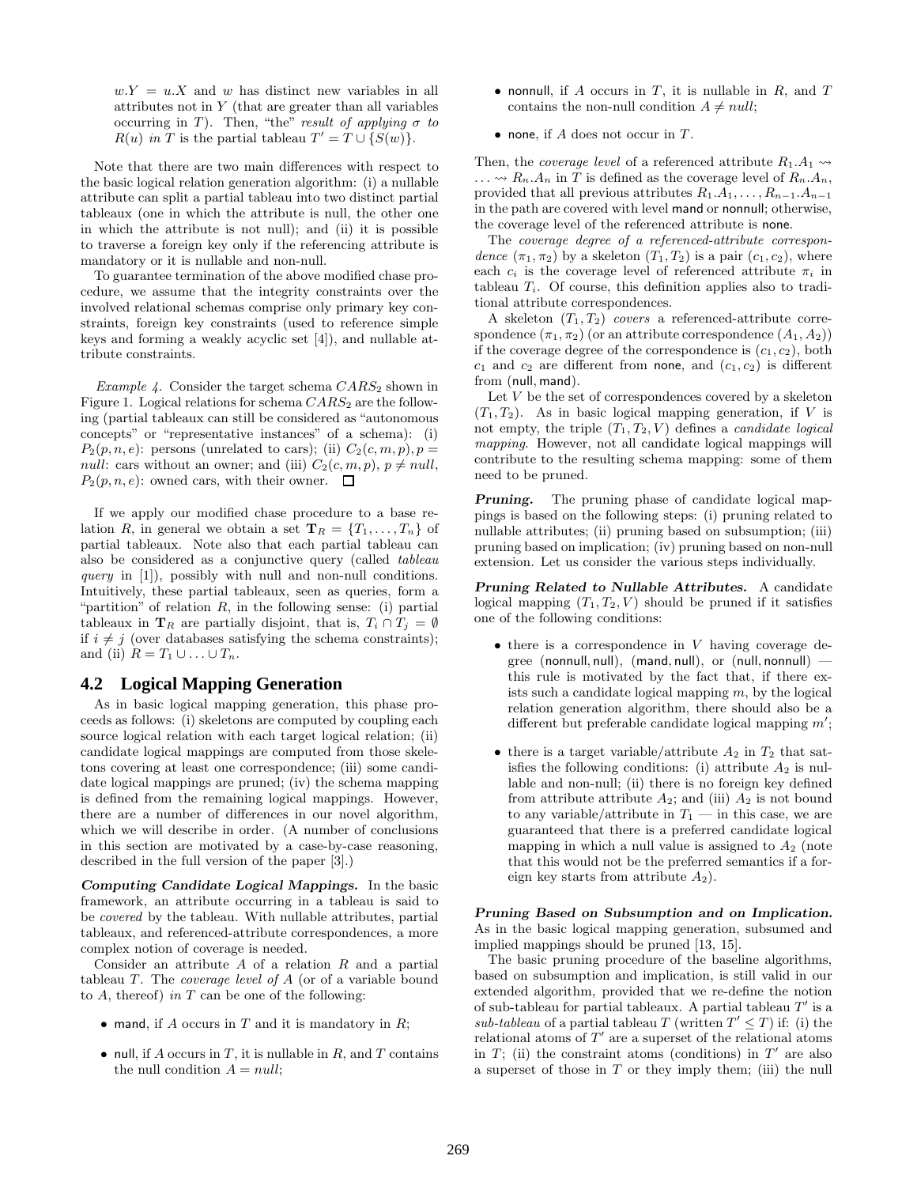$w.Y = u.X$ and $w$ has distinct new variables in all attributes not in $Y$ (that are greater than all variables occurring in $T$). Then, "the" *result of applying $\sigma$ to $R(u)$ in $T$* is the partial tableau $T' = T \cup \{S(w)\}$.

Note that there are two main differences with respect to the basic logical relation generation algorithm: (i) a nullable attribute can split a partial tableau into two distinct partial tableaux (one in which the attribute is null, the other one in which the attribute is not null); and (ii) it is possible to traverse a foreign key only if the referencing attribute is mandatory or it is nullable and non-null.

To guarantee termination of the above modified chase procedure, we assume that the integrity constraints over the involved relational schemas comprise only primary key constraints, foreign key constraints (used to reference simple keys and forming a weakly acyclic set [4]), and nullable attribute constraints.

*Example 4.* Consider the target schema $CARS_2$ shown in Figure 1. Logical relations for schema $CARS_2$ are the following (partial tableaux can still be considered as "autonomous concepts" or "representative instances" of a schema): (i) $P_2(p, n, e)$: persons (unrelated to cars); (ii) $C_2(c, m, p), p = null$: cars without an owner; and (iii) $C_2(c, m, p)$, $p \neq null$, $P_2(p, n, e)$: owned cars, with their owner. □

If we apply our modified chase procedure to a base relation $R$, in general we obtain a set $\mathbf{T}_R = \{T_1, \ldots, T_n\}$ of partial tableaux. Note also that each partial tableau can also be considered as a conjunctive query (called *tableau query* in [1]), possibly with null and non-null conditions. Intuitively, these partial tableaux, seen as queries, form a "partition" of relation $R$, in the following sense: (i) partial tableaux in $\mathbf{T}_R$ are partially disjoint, that is, $T_i \cap T_j = \emptyset$ if $i \neq j$ (over databases satisfying the schema constraints); and (ii) $R = T_1 \cup \ldots \cup T_n$.

## 4.2 Logical Mapping Generation

As in basic logical mapping generation, this phase proceeds as follows: (i) skeletons are computed by coupling each source logical relation with each target logical relation; (ii) candidate logical mappings are computed from those skeletons covering at least one correspondence; (iii) some candidate logical mappings are pruned; (iv) the schema mapping is defined from the remaining logical mappings. However, there are a number of differences in our novel algorithm, which we will describe in order. (A number of conclusions in this section are motivated by a case-by-case reasoning, described in the full version of the paper [3].)

***Computing Candidate Logical Mappings.*** In the basic framework, an attribute occurring in a tableau is said to be *covered* by the tableau. With nullable attributes, partial tableaux, and referenced-attribute correspondences, a more complex notion of coverage is needed.

Consider an attribute $A$ of a relation $R$ and a partial tableau $T$. The *coverage level of $A$* (or of a variable bound to $A$, thereof) *in $T$* can be one of the following:

- mand, if $A$ occurs in $T$ and it is mandatory in $R$;
- null, if $A$ occurs in $T$, it is nullable in $R$, and $T$ contains the null condition $A = null$;
- nonnull, if $A$ occurs in $T$, it is nullable in $R$, and $T$ contains the non-null condition $A \neq null$;
- none, if $A$ does not occur in $T$.

Then, the *coverage level* of a referenced attribute $R_1.A_1 \rightsquigarrow \ldots \rightsquigarrow R_n.A_n$ in $T$ is defined as the coverage level of $R_n.A_n$, provided that all previous attributes $R_1.A_1, \ldots, R_{n-1}.A_{n-1}$ in the path are covered with level mand or nonnull; otherwise, the coverage level of the referenced attribute is none.

The *coverage degree of a referenced-attribute correspondence* $(\pi_1, \pi_2)$ by a skeleton $(T_1, T_2)$ is a pair $(c_1, c_2)$, where each $c_i$ is the coverage level of referenced attribute $\pi_i$ in tableau $T_i$. Of course, this definition applies also to traditional attribute correspondences.

A skeleton $(T_1, T_2)$ *covers* a referenced-attribute correspondence $(\pi_1, \pi_2)$ (or an attribute correspondence $(A_1, A_2)$) if the coverage degree of the correspondence is $(c_1, c_2)$, both $c_1$ and $c_2$ are different from none, and $(c_1, c_2)$ is different from (null, mand).

Let $V$ be the set of correspondences covered by a skeleton $(T_1, T_2)$. As in basic logical mapping generation, if $V$ is not empty, the triple $(T_1, T_2, V)$ defines a *candidate logical mapping*. However, not all candidate logical mappings will contribute to the resulting schema mapping: some of them need to be pruned.

***Pruning.*** The pruning phase of candidate logical mappings is based on the following steps: (i) pruning related to nullable attributes; (ii) pruning based on subsumption; (iii) pruning based on implication; (iv) pruning based on non-null extension. Let us consider the various steps individually.

***Pruning Related to Nullable Attributes.*** A candidate logical mapping $(T_1, T_2, V)$ should be pruned if it satisfies one of the following conditions:

- there is a correspondence in $V$ having coverage degree (nonnull, null), (mand, null), or (null, nonnull) — this rule is motivated by the fact that, if there exists such a candidate logical mapping $m$, by the logical relation generation algorithm, there should also be a different but preferable candidate logical mapping $m'$;
- there is a target variable/attribute $A_2$ in $T_2$ that satisfies the following conditions: (i) attribute $A_2$ is nullable and non-null; (ii) there is no foreign key defined from attribute attribute $A_2$; and (iii) $A_2$ is not bound to any variable/attribute in $T_1$ — in this case, we are guaranteed that there is a preferred candidate logical mapping in which a null value is assigned to $A_2$ (note that this would not be the preferred semantics if a foreign key starts from attribute $A_2$).

***Pruning Based on Subsumption and on Implication.*** As in the basic logical mapping generation, subsumed and implied mappings should be pruned [13, 15].

The basic pruning procedure of the baseline algorithms, based on subsumption and implication, is still valid in our extended algorithm, provided that we re-define the notion of sub-tableau for partial tableaux. A partial tableau $T'$ is a *sub-tableau* of a partial tableau $T$ (written $T' \leq T$) if: (i) the relational atoms of $T'$ are a superset of the relational atoms in $T$; (ii) the constraint atoms (conditions) in $T'$ are also a superset of those in $T$ or they imply them; (iii) the null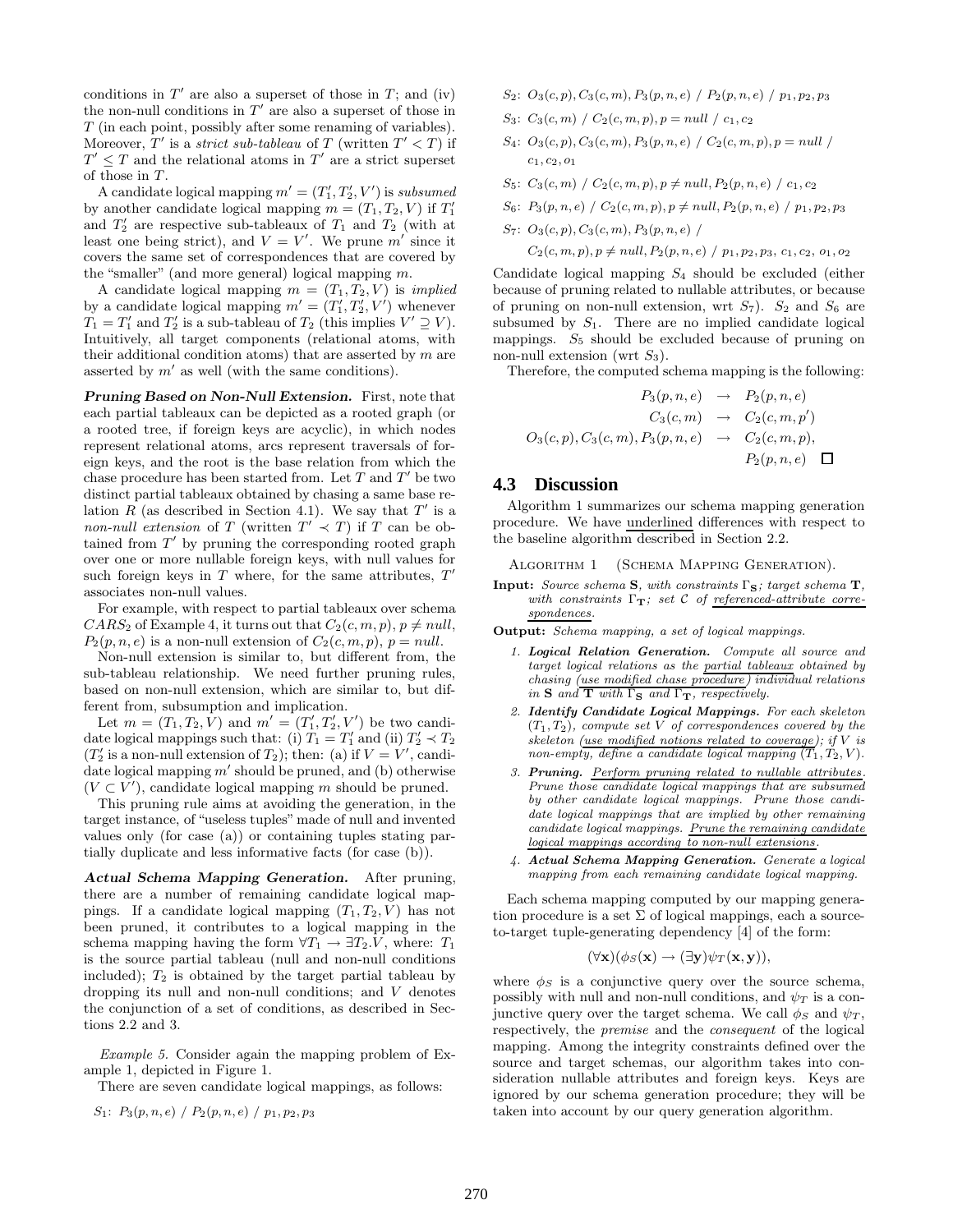conditions in $T'$ are also a superset of those in $T$; and (iv) the non-null conditions in $T'$ are also a superset of those in $T$ (in each point, possibly after some renaming of variables). Moreover, $T'$ is a *strict sub-tableau* of $T$ (written $T' < T$) if $T' \leq T$ and the relational atoms in $T'$ are a strict superset of those in $T$.

A candidate logical mapping $m' = (T_1', T_2', V')$ is *subsumed* by another candidate logical mapping $m = (T_1, T_2, V)$ if $T_1'$ and $T_2'$ are respective sub-tableaux of $T_1$ and $T_2$ (with at least one being strict), and $V = V'$. We prune $m'$ since it covers the same set of correspondences that are covered by the "smaller" (and more general) logical mapping $m$.

A candidate logical mapping $m = (T_1, T_2, V)$ is *implied* by a candidate logical mapping $m' = (T_1', T_2', V')$ whenever $T_1 = T_1'$ and $T_2'$ is a sub-tableau of $T_2$ (this implies $V' \supseteq V$). Intuitively, all target components (relational atoms, with their additional condition atoms) that are asserted by $m$ are asserted by $m'$ as well (with the same conditions).

***Pruning Based on Non-Null Extension.*** First, note that each partial tableaux can be depicted as a rooted graph (or a rooted tree, if foreign keys are acyclic), in which nodes represent relational atoms, arcs represent traversals of foreign keys, and the root is the base relation from which the chase procedure has been started from. Let $T$ and $T'$ be two distinct partial tableaux obtained by chasing a same base relation $R$ (as described in Section 4.1). We say that $T'$ is a *non-null extension* of $T$ (written $T' \prec T$) if $T$ can be obtained from $T'$ by pruning the corresponding rooted graph over one or more nullable foreign keys, with null values for such foreign keys in $T$ where, for the same attributes, $T'$ associates non-null values.

For example, with respect to partial tableaux over schema $CARS_2$ of Example 4, it turns out that $C_2(c, m, p)$, $p \neq null$, $P_2(p, n, e)$ is a non-null extension of $C_2(c, m, p)$, $p = null$.

Non-null extension is similar to, but different from, the sub-tableau relationship. We need further pruning rules, based on non-null extension, which are similar to, but different from, subsumption and implication.

Let $m = (T_1, T_2, V)$ and $m' = (T_1', T_2', V')$ be two candidate logical mappings such that: (i) $T_1 = T_1'$ and (ii) $T_2' \prec T_2$ ($T_2'$ is a non-null extension of $T_2$); then: (a) if $V = V'$, candidate logical mapping $m'$ should be pruned, and (b) otherwise ($V \subset V'$), candidate logical mapping $m$ should be pruned.

This pruning rule aims at avoiding the generation, in the target instance, of "useless tuples" made of null and invented values only (for case (a)) or containing tuples stating partially duplicate and less informative facts (for case (b)).

***Actual Schema Mapping Generation.*** After pruning, there are a number of remaining candidate logical mappings. If a candidate logical mapping $(T_1, T_2, V)$ has not been pruned, it contributes to a logical mapping in the schema mapping having the form $\forall T_1 \rightarrow \exists T_2.V$, where: $T_1$ is the source partial tableau (null and non-null conditions included); $T_2$ is obtained by the target partial tableau by dropping its null and non-null conditions; and $V$ denotes the conjunction of a set of conditions, as described in Sections 2.2 and 3.

*Example 5.* Consider again the mapping problem of Example 1, depicted in Figure 1.

There are seven candidate logical mappings, as follows:

$S_1$: $P_3(p, n, e)$ / $P_2(p, n, e)$ / $p_1, p_2, p_3$

$S_2$: $O_3(c, p), C_3(c, m), P_3(p, n, e)$ / $P_2(p, n, e)$ / $p_1, p_2, p_3$

$S_3$: $C_3(c, m)$ / $C_2(c, m, p), p = null$ / $c_1, c_2$

$S_4$: $O_3(c, p), C_3(c, m), P_3(p, n, e)$ / $C_2(c, m, p), p = null$ / $c_1, c_2, o_1$

$S_5$: $C_3(c, m)$ / $C_2(c, m, p), p \neq null, P_2(p, n, e)$ / $c_1, c_2$

$S_6$: $P_3(p, n, e)$ / $C_2(c, m, p), p \neq null, P_2(p, n, e)$ / $p_1, p_2, p_3$

$S_7$: $O_3(c, p), C_3(c, m), P_3(p, n, e)$ / $C_2(c, m, p), p \neq null, P_2(p, n, e)$ / $p_1, p_2, p_3$, $c_1, c_2$, $o_1, o_2$

Candidate logical mapping $S_4$ should be excluded (either because of pruning related to nullable attributes, or because of pruning on non-null extension, wrt $S_7$). $S_2$ and $S_6$ are subsumed by $S_1$. There are no implied candidate logical mappings. $S_5$ should be excluded because of pruning on non-null extension (wrt $S_3$).

Therefore, the computed schema mapping is the following:

$$
\begin{aligned}
P_3(p, n, e) &\rightarrow P_2(p, n, e) \\
C_3(c, m) &\rightarrow C_2(c, m, p') \\
O_3(c, p), C_3(c, m), P_3(p, n, e) &\rightarrow C_2(c, m, p), \\
&\phantom{\rightarrow} P_2(p, n, e) \quad \square
\end{aligned}
$$

## 4.3 Discussion

Algorithm 1 summarizes our schema mapping generation procedure. We have underlined differences with respect to the baseline algorithm described in Section 2.2.

Algorithm 1 (Schema Mapping Generation).

**Input:** *Source schema* $\mathbf{S}$*, with constraints* $\Gamma_{\mathbf{S}}$*; target schema* $\mathbf{T}$*, with constraints* $\Gamma_{\mathbf{T}}$*; set* $\mathcal{C}$ *of referenced-attribute correspondences.*

**Output:** *Schema mapping, a set of logical mappings.*

1. ***Logical Relation Generation.*** *Compute all source and target logical relations as the partial tableaux obtained by chasing (use modified chase procedure) individual relations in* $\mathbf{S}$ *and* $\mathbf{T}$ *with* $\Gamma_{\mathbf{S}}$ *and* $\Gamma_{\mathbf{T}}$*, respectively.*
2. ***Identify Candidate Logical Mappings.*** *For each skeleton* $(T_1, T_2)$*, compute set* $V$ *of correspondences covered by the skeleton (use modified notions related to coverage); if* $V$ *is non-empty, define a candidate logical mapping* $(T_1, T_2, V)$*.*
3. ***Pruning.*** *Perform pruning related to nullable attributes. Prune those candidate logical mappings that are subsumed by other candidate logical mappings. Prune those candidate logical mappings that are implied by other remaining candidate logical mappings. Prune the remaining candidate logical mappings according to non-null extensions.*
4. ***Actual Schema Mapping Generation.*** *Generate a logical mapping from each remaining candidate logical mapping.*

Each schema mapping computed by our mapping generation procedure is a set $\Sigma$ of logical mappings, each a source-to-target tuple-generating dependency [4] of the form:

$$(\forall \mathbf{x})(\phi_S(\mathbf{x}) \rightarrow (\exists \mathbf{y})\psi_T(\mathbf{x}, \mathbf{y})),$$

where $\phi_S$ is a conjunctive query over the source schema, possibly with null and non-null conditions, and $\psi_T$ is a conjunctive query over the target schema. We call $\phi_S$ and $\psi_T$, respectively, the *premise* and the *consequent* of the logical mapping. Among the integrity constraints defined over the source and target schemas, our algorithm takes into consideration nullable attributes and foreign keys. Keys are ignored by our schema generation procedure; they will be taken into account by our query generation algorithm.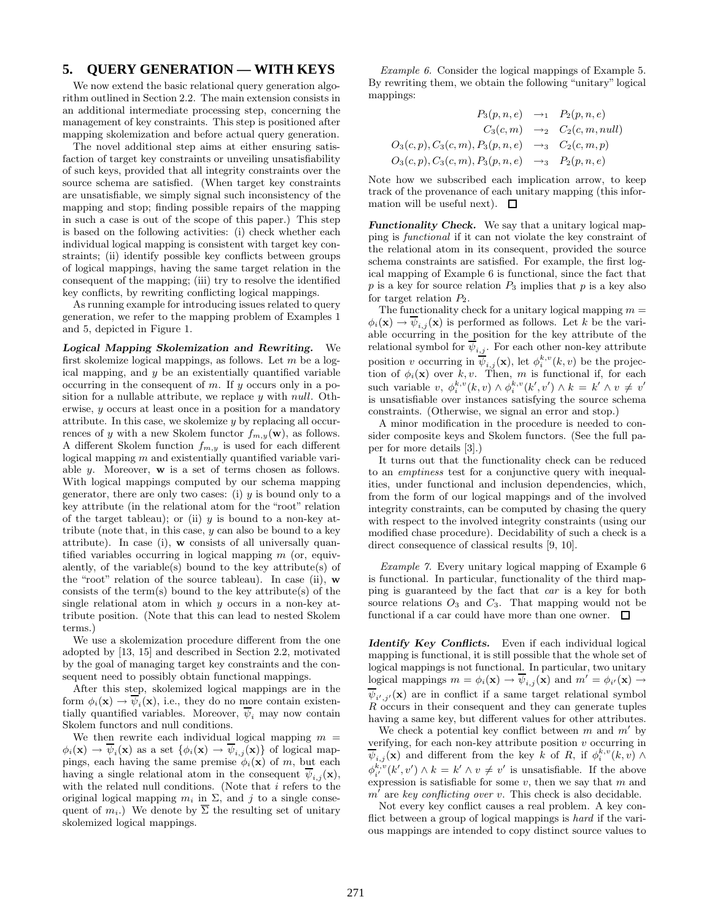## 5. QUERY GENERATION — WITH KEYS

We now extend the basic relational query generation algorithm outlined in Section 2.2. The main extension consists in an additional intermediate processing step, concerning the management of key constraints. This step is positioned after mapping skolemization and before actual query generation.

The novel additional step aims at either ensuring satisfaction of target key constraints or unveiling unsatisfiability of such keys, provided that all integrity constraints over the source schema are satisfied. (When target key constraints are unsatisfiable, we simply signal such inconsistency of the mapping and stop; finding possible repairs of the mapping in such a case is out of the scope of this paper.) This step is based on the following activities: (i) check whether each individual logical mapping is consistent with target key constraints; (ii) identify possible key conflicts between groups of logical mappings, having the same target relation in the consequent of the mapping; (iii) try to resolve the identified key conflicts, by rewriting conflicting logical mappings.

As running example for introducing issues related to query generation, we refer to the mapping problem of Examples 1 and 5, depicted in Figure 1.

***Logical Mapping Skolemization and Rewriting.*** We first skolemize logical mappings, as follows. Let $m$ be a logical mapping, and $y$ be an existentially quantified variable occurring in the consequent of $m$. If $y$ occurs only in a position for a nullable attribute, we replace $y$ with *null*. Otherwise, $y$ occurs at least once in a position for a mandatory attribute. In this case, we skolemize $y$ by replacing all occurrences of $y$ with a new Skolem functor $f_{m,y}(\mathbf{w})$, as follows. A different Skolem function $f_{m,y}$ is used for each different logical mapping $m$ and existentially quantified variable variable $y$. Moreover, $\mathbf{w}$ is a set of terms chosen as follows. With logical mappings computed by our schema mapping generator, there are only two cases: (i) $y$ is bound only to a key attribute (in the relational atom for the "root" relation of the target tableau); or (ii) $y$ is bound to a non-key attribute (note that, in this case, $y$ can also be bound to a key attribute). In case (i), $\mathbf{w}$ consists of all universally quantified variables occurring in logical mapping $m$ (or, equivalently, of the variable(s) bound to the key attribute(s) of the "root" relation of the source tableau). In case (ii), $\mathbf{w}$ consists of the term(s) bound to the key attribute(s) of the single relational atom in which $y$ occurs in a non-key attribute position. (Note that this can lead to nested Skolem terms.)

We use a skolemization procedure different from the one adopted by [13, 15] and described in Section 2.2, motivated by the goal of managing target key constraints and the consequent need to possibly obtain functional mappings.

After this step, skolemized logical mappings are in the form $\phi_i(\mathbf{x}) \rightarrow \overline{\psi}_i(\mathbf{x})$, i.e., they do no more contain existentially quantified variables. Moreover, $\overline{\psi}_i$ may now contain Skolem functors and null conditions.

We then rewrite each individual logical mapping $m = \phi_i(\mathbf{x}) \rightarrow \overline{\psi}_i(\mathbf{x})$ as a set $\{\phi_i(\mathbf{x}) \rightarrow \overline{\psi}_{i,j}(\mathbf{x})\}$ of logical mappings, each having the same premise $\phi_i(\mathbf{x})$ of $m$, but each having a single relational atom in the consequent $\overline{\psi}_{i,j}(\mathbf{x})$, with the related null conditions. (Note that $i$ refers to the original logical mapping $m_i$ in $\Sigma$, and $j$ to a single consequent of $m_i$.) We denote by $\overline{\Sigma}$ the resulting set of unitary skolemized logical mappings.

*Example 6.* Consider the logical mappings of Example 5. By rewriting them, we obtain the following "unitary" logical mappings:

$$
\begin{aligned}
P_3(p,n,e) &\rightarrow_1 P_2(p,n,e) \\
C_3(c,m) &\rightarrow_2 C_2(c,m,null) \\
O_3(c,p), C_3(c,m), P_3(p,n,e) &\rightarrow_3 C_2(c,m,p) \\
O_3(c,p), C_3(c,m), P_3(p,n,e) &\rightarrow_3 P_2(p,n,e)
\end{aligned}
$$

Note how we subscribed each implication arrow, to keep track of the provenance of each unitary mapping (this information will be useful next). □

***Functionality Check.*** We say that a unitary logical mapping is *functional* if it can not violate the key constraint of the relational atom in its consequent, provided the source schema constraints are satisfied. For example, the first logical mapping of Example 6 is functional, since the fact that $p$ is a key for source relation $P_3$ implies that $p$ is a key also for target relation $P_2$.

The functionality check for a unitary logical mapping $m = \phi_i(\mathbf{x}) \rightarrow \overline{\psi}_{i,j}(\mathbf{x})$ is performed as follows. Let $k$ be the variable occurring in the position for the key attribute of the relational symbol for $\overline{\psi}_{i,j}$. For each other non-key attribute position $v$ occurring in $\overline{\psi}_{i,j}(\mathbf{x})$, let $\phi_i^{k,v}(k,v)$ be the projection of $\phi_i(\mathbf{x})$ over $k, v$. Then, $m$ is functional if, for each such variable $v$, $\phi_i^{k,v}(k,v) \wedge \phi_i^{k,v}(k',v') \wedge k = k' \wedge v \neq v'$ is unsatisfiable over instances satisfying the source schema constraints. (Otherwise, we signal an error and stop.)

A minor modification in the procedure is needed to consider composite keys and Skolem functors. (See the full paper for more details [3].)

It turns out that the functionality check can be reduced to an *emptiness* test for a conjunctive query with inequalities, under functional and inclusion dependencies, which, from the form of our logical mappings and of the involved integrity constraints, can be computed by chasing the query with respect to the involved integrity constraints (using our modified chase procedure). Decidability of such a check is a direct consequence of classical results [9, 10].

*Example 7.* Every unitary logical mapping of Example 6 is functional. In particular, functionality of the third mapping is guaranteed by the fact that *car* is a key for both source relations $O_3$ and $C_3$. That mapping would not be functional if a car could have more than one owner. □

***Identify Key Conflicts.*** Even if each individual logical mapping is functional, it is still possible that the whole set of logical mappings is not functional. In particular, two unitary logical mappings $m = \phi_i(\mathbf{x}) \rightarrow \overline{\psi}_{i,j}(\mathbf{x})$ and $m' = \phi_{i'}(\mathbf{x}) \rightarrow \overline{\psi}_{i',j'}(\mathbf{x})$ are in conflict if a same target relational symbol $R$ occurs in their consequent and they can generate tuples having a same key, but different values for other attributes.

We check a potential key conflict between $m$ and $m'$ by verifying, for each non-key attribute position $v$ occurring in $\overline{\psi}_{i,j}(\mathbf{x})$ and different from the key $k$ of $R$, if $\phi_i^{k,v}(k,v) \wedge \phi_{i'}^{k,v}(k',v') \wedge k = k' \wedge v \neq v'$ is unsatisfiable. If the above expression is satisfiable for some $v$, then we say that $m$ and $m'$ are *key conflicting over* $v$. This check is also decidable.

Not every key conflict causes a real problem. A key conflict between a group of logical mappings is *hard* if the various mappings are intended to copy distinct source values to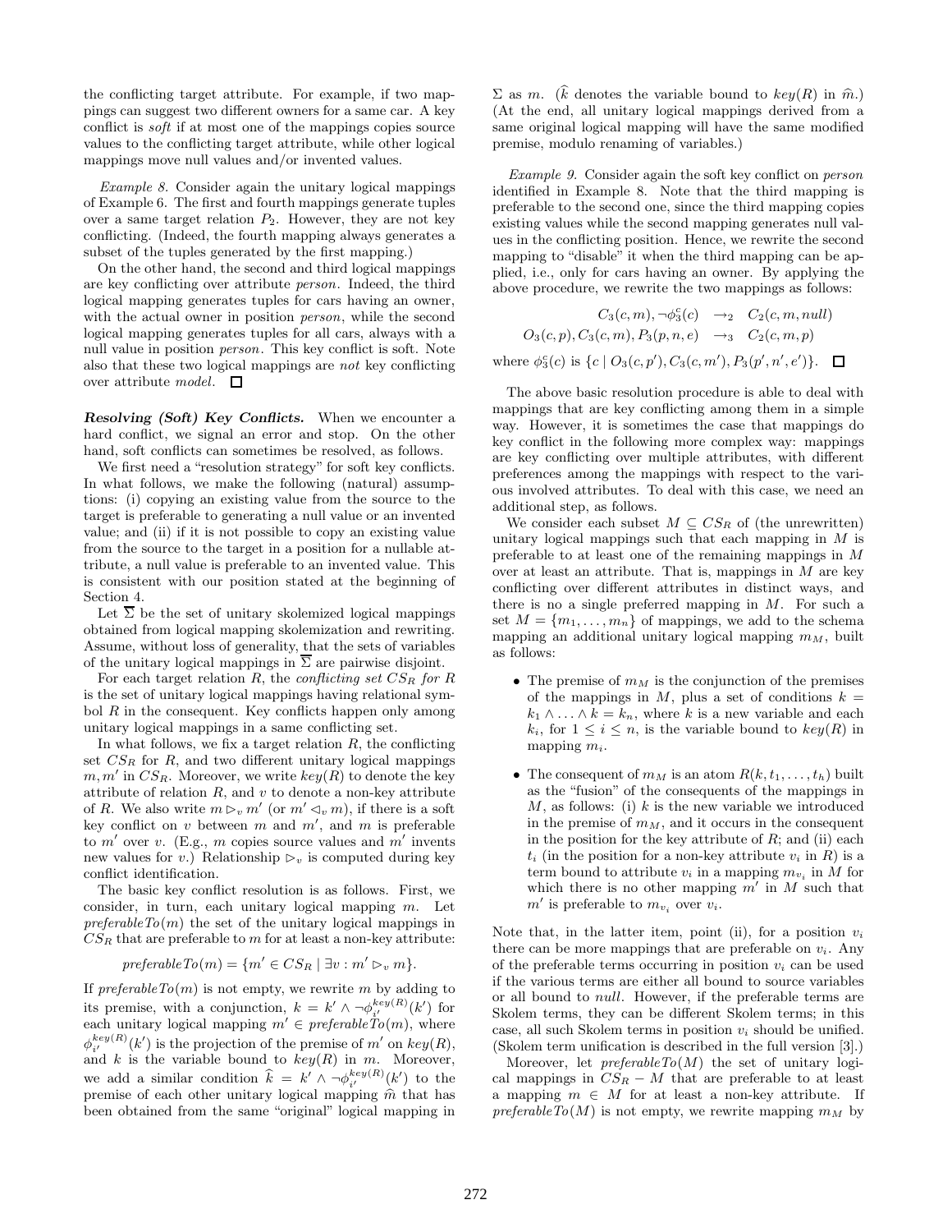the conflicting target attribute. For example, if two mappings can suggest two different owners for a same car. A key conflict is *soft* if at most one of the mappings copies source values to the conflicting target attribute, while other logical mappings move null values and/or invented values.

*Example 8.* Consider again the unitary logical mappings of Example 6. The first and fourth mappings generate tuples over a same target relation $P_2$. However, they are not key conflicting. (Indeed, the fourth mapping always generates a subset of the tuples generated by the first mapping.)

On the other hand, the second and third logical mappings are key conflicting over attribute *person*. Indeed, the third logical mapping generates tuples for cars having an owner, with the actual owner in position *person*, while the second logical mapping generates tuples for all cars, always with a null value in position *person*. This key conflict is soft. Note also that these two logical mappings are *not* key conflicting over attribute *model*. □

***Resolving (Soft) Key Conflicts.*** When we encounter a hard conflict, we signal an error and stop. On the other hand, soft conflicts can sometimes be resolved, as follows.

We first need a "resolution strategy" for soft key conflicts. In what follows, we make the following (natural) assumptions: (i) copying an existing value from the source to the target is preferable to generating a null value or an invented value; and (ii) if it is not possible to copy an existing value from the source to the target in a position for a nullable attribute, a null value is preferable to an invented value. This is consistent with our position stated at the beginning of Section 4.

Let $\overline{\Sigma}$ be the set of unitary skolemized logical mappings obtained from logical mapping skolemization and rewriting. Assume, without loss of generality, that the sets of variables of the unitary logical mappings in $\overline{\Sigma}$ are pairwise disjoint.

For each target relation $R$, the *conflicting set* $CS_R$ *for* $R$ is the set of unitary logical mappings having relational symbol $R$ in the consequent. Key conflicts happen only among unitary logical mappings in a same conflicting set.

In what follows, we fix a target relation $R$, the conflicting set $CS_R$ for $R$, and two different unitary logical mappings $m, m'$ in $CS_R$. Moreover, we write $key(R)$ to denote the key attribute of relation $R$, and $v$ to denote a non-key attribute of $R$. We also write $m \rhd_v m'$ (or $m' \lhd_v m$), if there is a soft key conflict on $v$ between $m$ and $m'$, and $m$ is preferable to $m'$ over $v$. (E.g., $m$ copies source values and $m'$ invents new values for $v$.) Relationship $\rhd_v$ is computed during key conflict identification.

The basic key conflict resolution is as follows. First, we consider, in turn, each unitary logical mapping $m$. Let $preferableTo(m)$ the set of the unitary logical mappings in $CS_R$ that are preferable to $m$ for at least a non-key attribute:

$$preferableTo(m) = \{m' \in CS_R \mid \exists v : m' \rhd_v m\}.$$

If $preferableTo(m)$ is not empty, we rewrite $m$ by adding to its premise, with a conjunction, $k = k' \wedge \neg\phi_{i'}^{key(R)}(k')$ for each unitary logical mapping $m' \in preferableTo(m)$, where $\phi_{i'}^{key(R)}(k')$ is the projection of the premise of $m'$ on $key(R)$, and $k$ is the variable bound to $key(R)$ in $m$. Moreover, we add a similar condition $\widehat{k} = k' \wedge \neg\phi_{i'}^{key(R)}(k')$ to the premise of each other unitary logical mapping $\widehat{m}$ that has been obtained from the same "original" logical mapping in $\Sigma$ as $m$. ($\widehat{k}$ denotes the variable bound to $key(R)$ in $\widehat{m}$.) (At the end, all unitary logical mappings derived from a same original logical mapping will have the same modified premise, modulo renaming of variables.)

*Example 9.* Consider again the soft key conflict on *person* identified in Example 8. Note that the third mapping is preferable to the second one, since the third mapping copies existing values while the second mapping generates null values in the conflicting position. Hence, we rewrite the second mapping to "disable" it when the third mapping can be applied, i.e., only for cars having an owner. By applying the above procedure, we rewrite the two mappings as follows:

$$\begin{aligned} C_3(c,m), \neg\phi_3^c(c) &\rightarrow_2 \quad C_2(c,m,null) \\ O_3(c,p), C_3(c,m), P_3(p,n,e) &\rightarrow_3 \quad C_2(c,m,p) \end{aligned}$$

where $\phi_3^c(c)$ is $\{c \mid O_3(c,p'), C_3(c,m'), P_3(p',n',e')\}$. □

The above basic resolution procedure is able to deal with mappings that are key conflicting among them in a simple way. However, it is sometimes the case that mappings do key conflict in the following more complex way: mappings are key conflicting over multiple attributes, with different preferences among the mappings with respect to the various involved attributes. To deal with this case, we need an additional step, as follows.

We consider each subset $M \subseteq CS_R$ of (the unrewritten) unitary logical mappings such that each mapping in $M$ is preferable to at least one of the remaining mappings in $M$ over at least an attribute. That is, mappings in $M$ are key conflicting over different attributes in distinct ways, and there is no a single preferred mapping in $M$. For such a set $M = \{m_1, \ldots, m_n\}$ of mappings, we add to the schema mapping an additional unitary logical mapping $m_M$, built as follows:

- The premise of $m_M$ is the conjunction of the premises of the mappings in $M$, plus a set of conditions $k = k_1 \wedge \ldots \wedge k = k_n$, where $k$ is a new variable and each $k_i$, for $1 \le i \le n$, is the variable bound to $key(R)$ in mapping $m_i$.
- The consequent of $m_M$ is an atom $R(k, t_1, \ldots, t_h)$ built as the "fusion" of the consequents of the mappings in $M$, as follows: (i) $k$ is the new variable we introduced in the premise of $m_M$, and it occurs in the consequent in the position for the key attribute of $R$; and (ii) each $t_i$ (in the position for a non-key attribute $v_i$ in $R$) is a term bound to attribute $v_i$ in a mapping $m_{v_i}$ in $M$ for which there is no other mapping $m'$ in $M$ such that $m'$ is preferable to $m_{v_i}$ over $v_i$.

Note that, in the latter item, point (ii), for a position $v_i$ there can be more mappings that are preferable on $v_i$. Any of the preferable terms occurring in position $v_i$ can be used if the various terms are either all bound to source variables or all bound to *null*. However, if the preferable terms are Skolem terms, they can be different Skolem terms; in this case, all such Skolem terms in position $v_i$ should be unified. (Skolem term unification is described in the full version [3].)

Moreover, let $preferableTo(M)$ the set of unitary logical mappings in $CS_R - M$ that are preferable to at least a mapping $m \in M$ for at least a non-key attribute. If $preferableTo(M)$ is not empty, we rewrite mapping $m_M$ by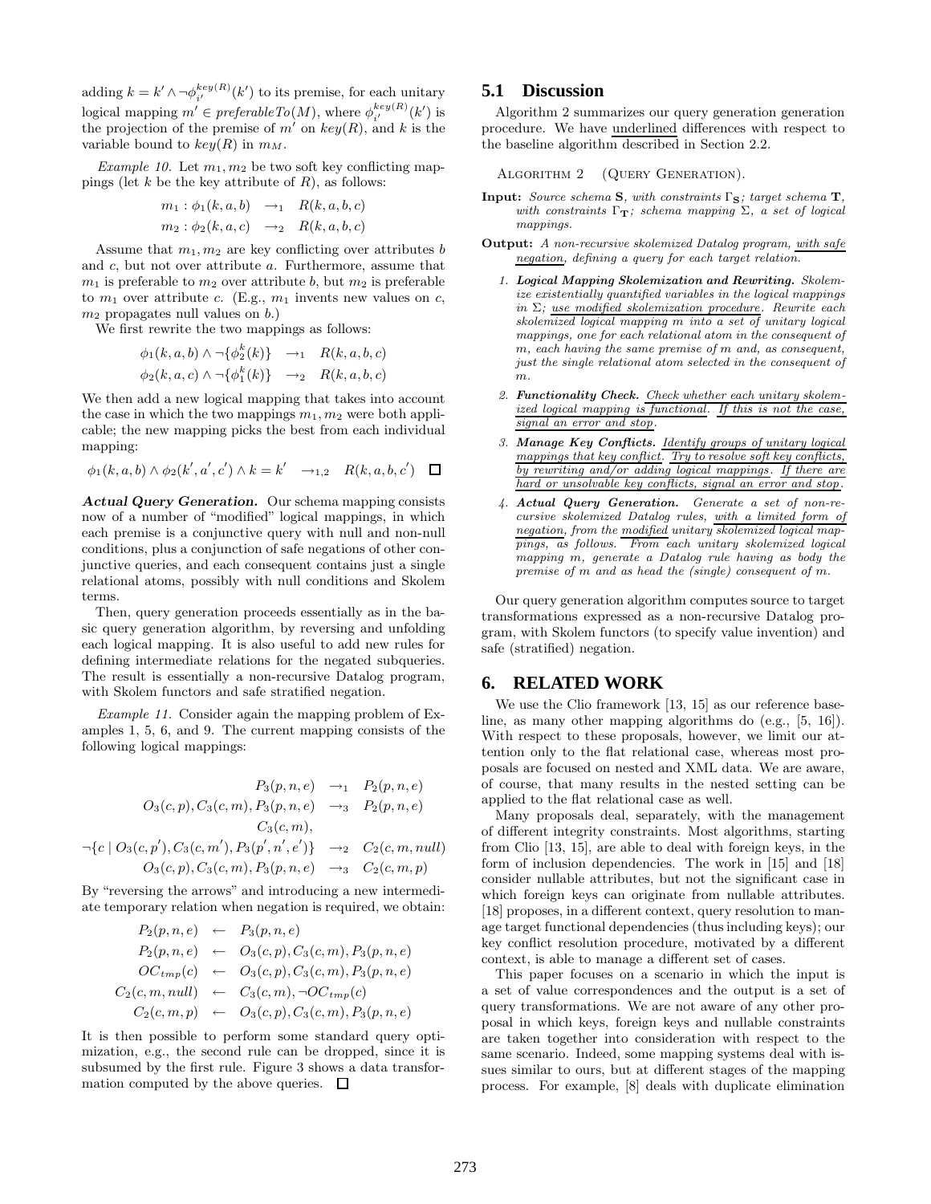adding $k = k' \wedge \neg\phi_{i'}^{key(R)}(k')$ to its premise, for each unitary logical mapping $m' \in \mathit{preferableTo}(M)$, where $\phi_{i'}^{key(R)}(k')$ is the projection of the premise of $m'$ on $key(R)$, and $k$ is the variable bound to $key(R)$ in $m_M$.

*Example 10.* Let $m_1, m_2$ be two soft key conflicting mappings (let $k$ be the key attribute of $R$), as follows:

$$m_1 : \phi_1(k, a, b) \quad \rightarrow_1 \quad R(k, a, b, c)$$
$$m_2 : \phi_2(k, a, c) \quad \rightarrow_2 \quad R(k, a, b, c)$$

Assume that $m_1, m_2$ are key conflicting over attributes $b$ and $c$, but not over attribute $a$. Furthermore, assume that $m_1$ is preferable to $m_2$ over attribute $b$, but $m_2$ is preferable to $m_1$ over attribute $c$. (E.g., $m_1$ invents new values on $c$, $m_2$ propagates null values on $b$.)

We first rewrite the two mappings as follows:

$$\phi_1(k, a, b) \wedge \neg\{\phi_2^k(k)\} \quad \rightarrow_1 \quad R(k, a, b, c)$$
$$\phi_2(k, a, c) \wedge \neg\{\phi_1^k(k)\} \quad \rightarrow_2 \quad R(k, a, b, c)$$

We then add a new logical mapping that takes into account the case in which the two mappings $m_1, m_2$ were both applicable; the new mapping picks the best from each individual mapping:

$$\phi_1(k, a, b) \wedge \phi_2(k', a', c') \wedge k = k' \quad \rightarrow_{1,2} \quad R(k, a, b, c') \quad \square$$

***Actual Query Generation.*** Our schema mapping consists now of a number of "modified" logical mappings, in which each premise is a conjunctive query with null and non-null conditions, plus a conjunction of safe negations of other conjunctive queries, and each consequent contains just a single relational atoms, possibly with null conditions and Skolem terms.

Then, query generation proceeds essentially as in the basic query generation algorithm, by reversing and unfolding each logical mapping. It is also useful to add new rules for defining intermediate relations for the negated subqueries. The result is essentially a non-recursive Datalog program, with Skolem functors and safe stratified negation.

*Example 11.* Consider again the mapping problem of Examples 1, 5, 6, and 9. The current mapping consists of the following logical mappings:

$$
\begin{array}{rcl}
P_3(p,n,e) & \rightarrow_1 & P_2(p,n,e) \\
O_3(c,p), C_3(c,m), P_3(p,n,e) & \rightarrow_3 & P_2(p,n,e) \\
C_3(c,m), & & \\
\neg\{c \mid O_3(c,p'), C_3(c,m'), P_3(p',n',e')\} & \rightarrow_2 & C_2(c,m,null) \\
O_3(c,p), C_3(c,m), P_3(p,n,e) & \rightarrow_3 & C_2(c,m,p)
\end{array}
$$

By "reversing the arrows" and introducing a new intermediate temporary relation when negation is required, we obtain:

$$
\begin{array}{rcl}
P_2(p,n,e) & \leftarrow & P_3(p,n,e) \\
P_2(p,n,e) & \leftarrow & O_3(c,p), C_3(c,m), P_3(p,n,e) \\
OC_{tmp}(c) & \leftarrow & O_3(c,p), C_3(c,m), P_3(p,n,e) \\
C_2(c,m,null) & \leftarrow & C_3(c,m), \neg OC_{tmp}(c) \\
C_2(c,m,p) & \leftarrow & O_3(c,p), C_3(c,m), P_3(p,n,e)
\end{array}
$$

It is then possible to perform some standard query optimization, e.g., the second rule can be dropped, since it is subsumed by the first rule. Figure 3 shows a data transformation computed by the above queries. $\square$

## 5.1 Discussion

Algorithm 2 summarizes our query generation generation procedure. We have underlined differences with respect to the baseline algorithm described in Section 2.2.

ALGORITHM 2 (QUERY GENERATION).

**Input:** *Source schema* $\mathbf{S}$*, with constraints* $\Gamma_{\mathbf{S}}$*; target schema* $\mathbf{T}$*, with constraints* $\Gamma_{\mathbf{T}}$*; schema mapping* $\Sigma$*, a set of logical mappings.*

**Output:** *A non-recursive skolemized Datalog program, with safe negation, defining a query for each target relation.*

1. ***Logical Mapping Skolemization and Rewriting.*** *Skolemize existentially quantified variables in the logical mappings in* $\Sigma$*; use modified skolemization procedure. Rewrite each skolemized logical mapping* $m$ *into a set of unitary logical mappings, one for each relational atom in the consequent of* $m$*, each having the same premise of* $m$ *and, as consequent, just the single relational atom selected in the consequent of* $m$*.*
2. ***Functionality Check.*** *Check whether each unitary skolemized logical mapping is functional. If this is not the case, signal an error and stop.*
3. ***Manage Key Conflicts.*** *Identify groups of unitary logical mappings that key conflict. Try to resolve soft key conflicts, by rewriting and/or adding logical mappings. If there are hard or unsolvable key conflicts, signal an error and stop.*
4. ***Actual Query Generation.*** *Generate a set of non-recursive skolemized Datalog rules, with a limited form of negation, from the modified unitary skolemized logical mappings, as follows. From each unitary skolemized logical mapping* $m$*, generate a Datalog rule having as body the premise of* $m$ *and as head the (single) consequent of* $m$*.*

Our query generation algorithm computes source to target transformations expressed as a non-recursive Datalog program, with Skolem functors (to specify value invention) and safe (stratified) negation.

# 6. RELATED WORK

We use the Clio framework [13, 15] as our reference baseline, as many other mapping algorithms do (e.g., [5, 16]). With respect to these proposals, however, we limit our attention only to the flat relational case, whereas most proposals are focused on nested and XML data. We are aware, of course, that many results in the nested setting can be applied to the flat relational case as well.

Many proposals deal, separately, with the management of different integrity constraints. Most algorithms, starting from Clio [13, 15], are able to deal with foreign keys, in the form of inclusion dependencies. The work in [15] and [18] consider nullable attributes, but not the significant case in which foreign keys can originate from nullable attributes. [18] proposes, in a different context, query resolution to manage target functional dependencies (thus including keys); our key conflict resolution procedure, motivated by a different context, is able to manage a different set of cases.

This paper focuses on a scenario in which the input is a set of value correspondences and the output is a set of query transformations. We are not aware of any other proposal in which keys, foreign keys and nullable constraints are taken together into consideration with respect to the same scenario. Indeed, some mapping systems deal with issues similar to ours, but at different stages of the mapping process. For example, [8] deals with duplicate elimination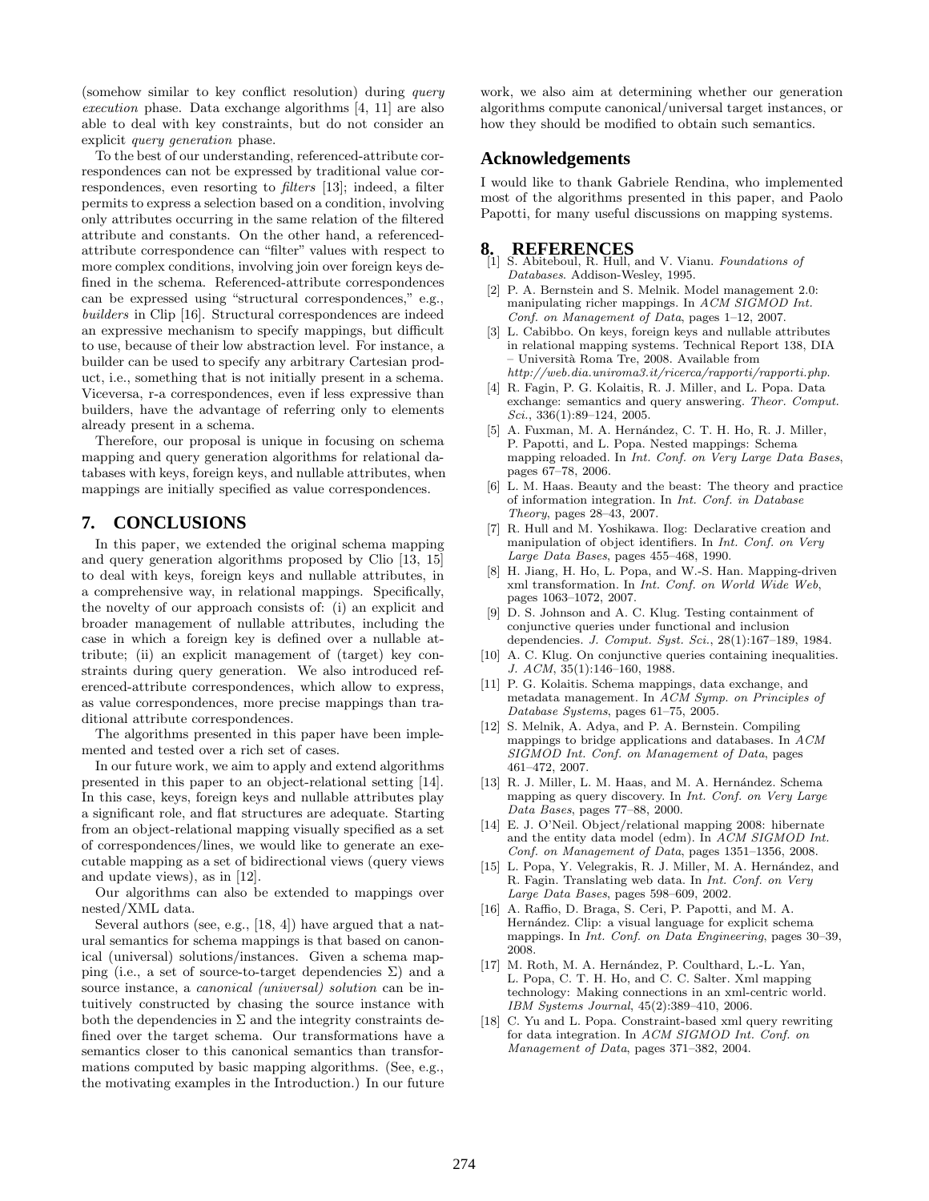(somehow similar to key conflict resolution) during *query execution* phase. Data exchange algorithms [4, 11] are also able to deal with key constraints, but do not consider an explicit *query generation* phase.

To the best of our understanding, referenced-attribute correspondences can not be expressed by traditional value correspondences, even resorting to *filters* [13]; indeed, a filter permits to express a selection based on a condition, involving only attributes occurring in the same relation of the filtered attribute and constants. On the other hand, a referenced-attribute correspondence can "filter" values with respect to more complex conditions, involving join over foreign keys defined in the schema. Referenced-attribute correspondences can be expressed using "structural correspondences," e.g., *builders* in Clip [16]. Structural correspondences are indeed an expressive mechanism to specify mappings, but difficult to use, because of their low abstraction level. For instance, a builder can be used to specify any arbitrary Cartesian product, i.e., something that is not initially present in a schema. Viceversa, r-a correspondences, even if less expressive than builders, have the advantage of referring only to elements already present in a schema.

Therefore, our proposal is unique in focusing on schema mapping and query generation algorithms for relational databases with keys, foreign keys, and nullable attributes, when mappings are initially specified as value correspondences.

## 7. CONCLUSIONS

In this paper, we extended the original schema mapping and query generation algorithms proposed by Clio [13, 15] to deal with keys, foreign keys and nullable attributes, in a comprehensive way, in relational mappings. Specifically, the novelty of our approach consists of: (i) an explicit and broader management of nullable attributes, including the case in which a foreign key is defined over a nullable attribute; (ii) an explicit management of (target) key constraints during query generation. We also introduced referenced-attribute correspondences, which allow to express, as value correspondences, more precise mappings than traditional attribute correspondences.

The algorithms presented in this paper have been implemented and tested over a rich set of cases.

In our future work, we aim to apply and extend algorithms presented in this paper to an object-relational setting [14]. In this case, keys, foreign keys and nullable attributes play a significant role, and flat structures are adequate. Starting from an object-relational mapping visually specified as a set of correspondences/lines, we would like to generate an executable mapping as a set of bidirectional views (query views and update views), as in [12].

Our algorithms can also be extended to mappings over nested/XML data.

Several authors (see, e.g., [18, 4]) have argued that a natural semantics for schema mappings is that based on canonical (universal) solutions/instances. Given a schema mapping (i.e., a set of source-to-target dependencies $\Sigma$) and a source instance, a *canonical (universal) solution* can be intuitively constructed by chasing the source instance with both the dependencies in $\Sigma$ and the integrity constraints defined over the target schema. Our transformations have a semantics closer to this canonical semantics than transformations computed by basic mapping algorithms. (See, e.g., the motivating examples in the Introduction.) In our future work, we also aim at determining whether our generation algorithms compute canonical/universal target instances, or how they should be modified to obtain such semantics.

## Acknowledgements

I would like to thank Gabriele Rendina, who implemented most of the algorithms presented in this paper, and Paolo Papotti, for many useful discussions on mapping systems.

## 8. REFERENCES

[1] S. Abiteboul, R. Hull, and V. Vianu. *Foundations of Databases*. Addison-Wesley, 1995.

[2] P. A. Bernstein and S. Melnik. Model management 2.0: manipulating richer mappings. In *ACM SIGMOD Int. Conf. on Management of Data*, pages 1–12, 2007.

[3] L. Cabibbo. On keys, foreign keys and nullable attributes in relational mapping systems. Technical Report 138, DIA – Università Roma Tre, 2008. Available from *http://web.dia.uniroma3.it/ricerca/rapporti/rapporti.php*.

[4] R. Fagin, P. G. Kolaitis, R. J. Miller, and L. Popa. Data exchange: semantics and query answering. *Theor. Comput. Sci.*, 336(1):89–124, 2005.

[5] A. Fuxman, M. A. Hernández, C. T. H. Ho, R. J. Miller, P. Papotti, and L. Popa. Nested mappings: Schema mapping reloaded. In *Int. Conf. on Very Large Data Bases*, pages 67–78, 2006.

[6] L. M. Haas. Beauty and the beast: The theory and practice of information integration. In *Int. Conf. in Database Theory*, pages 28–43, 2007.

[7] R. Hull and M. Yoshikawa. Ilog: Declarative creation and manipulation of object identifiers. In *Int. Conf. on Very Large Data Bases*, pages 455–468, 1990.

[8] H. Jiang, H. Ho, L. Popa, and W.-S. Han. Mapping-driven xml transformation. In *Int. Conf. on World Wide Web*, pages 1063–1072, 2007.

[9] D. S. Johnson and A. C. Klug. Testing containment of conjunctive queries under functional and inclusion dependencies. *J. Comput. Syst. Sci.*, 28(1):167–189, 1984.

[10] A. C. Klug. On conjunctive queries containing inequalities. *J. ACM*, 35(1):146–160, 1988.

[11] P. G. Kolaitis. Schema mappings, data exchange, and metadata management. In *ACM Symp. on Principles of Database Systems*, pages 61–75, 2005.

[12] S. Melnik, A. Adya, and P. A. Bernstein. Compiling mappings to bridge applications and databases. In *ACM SIGMOD Int. Conf. on Management of Data*, pages 461–472, 2007.

[13] R. J. Miller, L. M. Haas, and M. A. Hernández. Schema mapping as query discovery. In *Int. Conf. on Very Large Data Bases*, pages 77–88, 2000.

[14] E. J. O'Neil. Object/relational mapping 2008: hibernate and the entity data model (edm). In *ACM SIGMOD Int. Conf. on Management of Data*, pages 1351–1356, 2008.

[15] L. Popa, Y. Velegrakis, R. J. Miller, M. A. Hernández, and R. Fagin. Translating web data. In *Int. Conf. on Very Large Data Bases*, pages 598–609, 2002.

[16] A. Raffio, D. Braga, S. Ceri, P. Papotti, and M. A. Hernández. Clip: a visual language for explicit schema mappings. In *Int. Conf. on Data Engineering*, pages 30–39, 2008.

[17] M. Roth, M. A. Hernández, P. Coulthard, L.-L. Yan, L. Popa, C. T. H. Ho, and C. C. Salter. Xml mapping technology: Making connections in an xml-centric world. *IBM Systems Journal*, 45(2):389–410, 2006.

[18] C. Yu and L. Popa. Constraint-based xml query rewriting for data integration. In *ACM SIGMOD Int. Conf. on Management of Data*, pages 371–382, 2004.